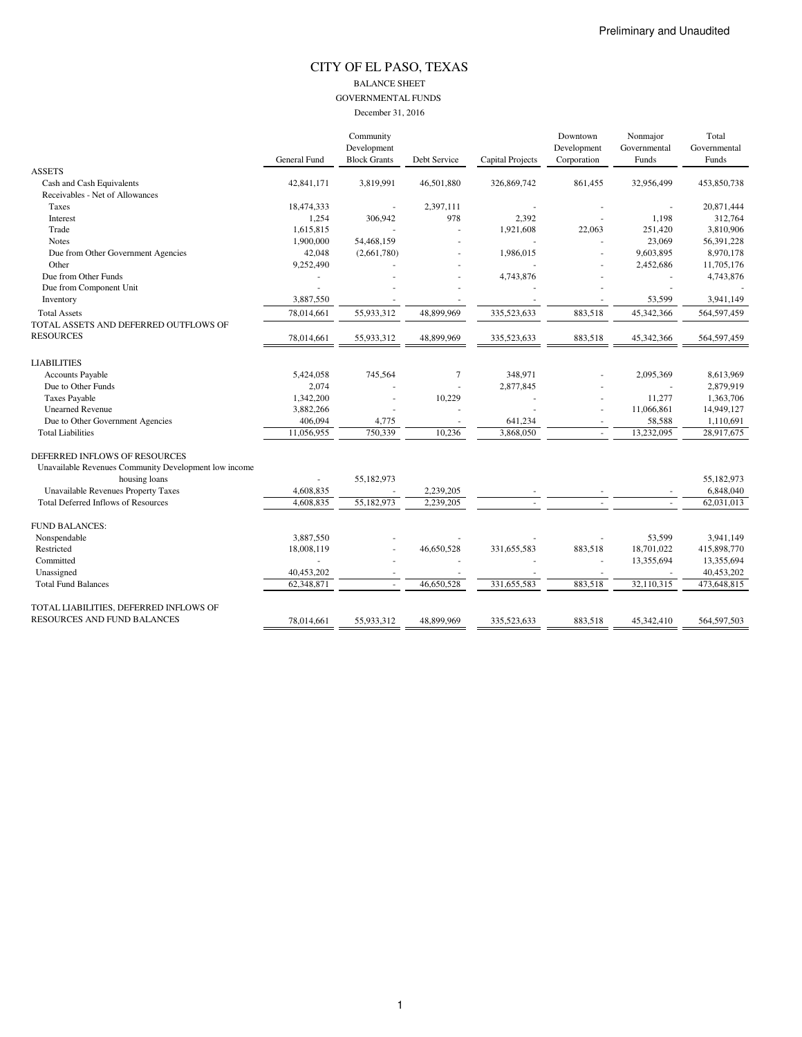Preliminary and Unaudited

# CITY OF EL PASO, TEXAS

## BALANCE SHEET

## GOVERNMENTAL FUNDS

December 31, 2016

| | General Fund | Community Development Block Grants | Debt Service | Capital Projects | Downtown Development Corporation | Nonmajor Governmental Funds | Total Governmental Funds |
|---|---|---|---|---|---|---|---|
| ASSETS | | | | | | | |
| Cash and Cash Equivalents | 42,841,171 | 3,819,991 | 46,501,880 | 326,869,742 | 861,455 | 32,956,499 | 453,850,738 |
| Receivables - Net of Allowances | | | | | | | |
| Taxes | 18,474,333 | - | 2,397,111 | - | - | - | 20,871,444 |
| Interest | 1,254 | 306,942 | 978 | 2,392 | - | 1,198 | 312,764 |
| Trade | 1,615,815 | - | - | 1,921,608 | 22,063 | 251,420 | 3,810,906 |
| Notes | 1,900,000 | 54,468,159 | - | - | - | 23,069 | 56,391,228 |
| Due from Other Government Agencies | 42,048 | (2,661,780) | - | 1,986,015 | - | 9,603,895 | 8,970,178 |
| Other | 9,252,490 | - | - | - | - | 2,452,686 | 11,705,176 |
| Due from Other Funds | - | - | - | 4,743,876 | - | - | 4,743,876 |
| Due from Component Unit | - | - | - | - | - | - | - |
| Inventory | 3,887,550 | - | - | - | - | 53,599 | 3,941,149 |
| Total Assets | 78,014,661 | 55,933,312 | 48,899,969 | 335,523,633 | 883,518 | 45,342,366 | 564,597,459 |
| TOTAL ASSETS AND DEFERRED OUTFLOWS OF RESOURCES | 78,014,661 | 55,933,312 | 48,899,969 | 335,523,633 | 883,518 | 45,342,366 | 564,597,459 |
| LIABILITIES | | | | | | | |
| Accounts Payable | 5,424,058 | 745,564 | 7 | 348,971 | - | 2,095,369 | 8,613,969 |
| Due to Other Funds | 2,074 | - | - | 2,877,845 | - | - | 2,879,919 |
| Taxes Payable | 1,342,200 | - | 10,229 | - | - | 11,277 | 1,363,706 |
| Unearned Revenue | 3,882,266 | - | - | - | - | 11,066,861 | 14,949,127 |
| Due to Other Government Agencies | 406,094 | 4,775 | - | 641,234 | - | 58,588 | 1,110,691 |
| Total Liabilities | 11,056,955 | 750,339 | 10,236 | 3,868,050 | - | 13,232,095 | 28,917,675 |
| DEFERRED INFLOWS OF RESOURCES | | | | | | | |
| Unavailable Revenues Community Development low income housing loans | - | 55,182,973 | | | | | 55,182,973 |
| Unavailable Revenues Property Taxes | 4,608,835 | - | 2,239,205 | - | - | - | 6,848,040 |
| Total Deferred Inflows of Resources | 4,608,835 | 55,182,973 | 2,239,205 | - | - | - | 62,031,013 |
| FUND BALANCES: | | | | | | | |
| Nonspendable | 3,887,550 | - | - | - | - | 53,599 | 3,941,149 |
| Restricted | 18,008,119 | - | 46,650,528 | 331,655,583 | 883,518 | 18,701,022 | 415,898,770 |
| Committed | - | - | - | - | - | 13,355,694 | 13,355,694 |
| Unassigned | 40,453,202 | - | - | - | - | - | 40,453,202 |
| Total Fund Balances | 62,348,871 | - | 46,650,528 | 331,655,583 | 883,518 | 32,110,315 | 473,648,815 |
| TOTAL LIABILITIES, DEFERRED INFLOWS OF RESOURCES AND FUND BALANCES | 78,014,661 | 55,933,312 | 48,899,969 | 335,523,633 | 883,518 | 45,342,410 | 564,597,503 |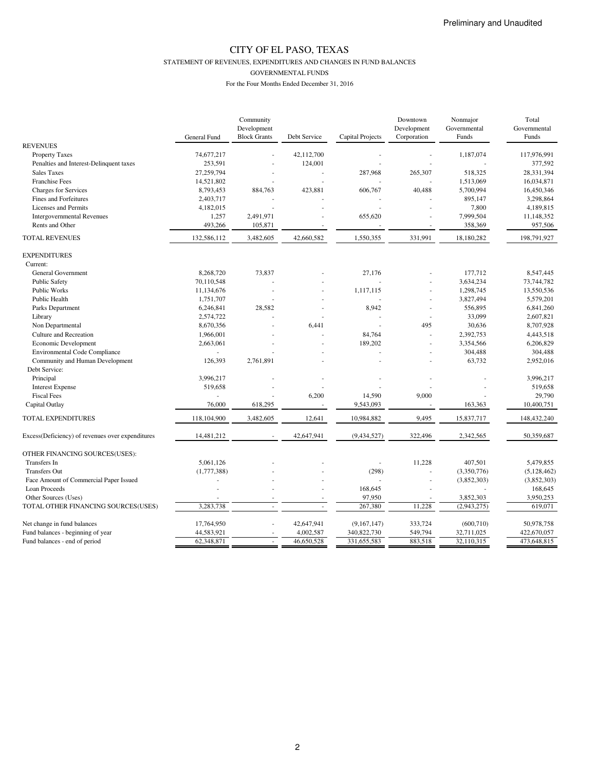Preliminary and Unaudited

# CITY OF EL PASO, TEXAS

## STATEMENT OF REVENUES, EXPENDITURES AND CHANGES IN FUND BALANCES

### GOVERNMENTAL FUNDS

For the Four Months Ended December 31, 2016

| | General Fund | Community Development Block Grants | Debt Service | Capital Projects | Downtown Development Corporation | Nonmajor Governmental Funds | Total Governmental Funds |
|---|---|---|---|---|---|---|---|
| REVENUES | | | | | | | |
| Property Taxes | 74,677,217 | - | 42,112,700 | - | - | 1,187,074 | 117,976,991 |
| Penalties and Interest-Delinquent taxes | 253,591 | - | 124,001 | - | - | - | 377,592 |
| Sales Taxes | 27,259,794 | - | - | 287,968 | 265,307 | 518,325 | 28,331,394 |
| Franchise Fees | 14,521,802 | - | - | - | - | 1,513,069 | 16,034,871 |
| Charges for Services | 8,793,453 | 884,763 | 423,881 | 606,767 | 40,488 | 5,700,994 | 16,450,346 |
| Fines and Forfeitures | 2,403,717 | - | - | - | - | 895,147 | 3,298,864 |
| Licenses and Permits | 4,182,015 | - | - | - | - | 7,800 | 4,189,815 |
| Intergovernmental Revenues | 1,257 | 2,491,971 | - | 655,620 | - | 7,999,504 | 11,148,352 |
| Rents and Other | 493,266 | 105,871 | - | - | - | 358,369 | 957,506 |
| TOTAL REVENUES | 132,586,112 | 3,482,605 | 42,660,582 | 1,550,355 | 331,991 | 18,180,282 | 198,791,927 |
| EXPENDITURES | | | | | | | |
| Current: | | | | | | | |
| General Government | 8,268,720 | 73,837 | - | 27,176 | - | 177,712 | 8,547,445 |
| Public Safety | 70,110,548 | - | - | - | - | 3,634,234 | 73,744,782 |
| Public Works | 11,134,676 | - | - | 1,117,115 | - | 1,298,745 | 13,550,536 |
| Public Health | 1,751,707 | - | - | - | - | 3,827,494 | 5,579,201 |
| Parks Department | 6,246,841 | 28,582 | - | 8,942 | - | 556,895 | 6,841,260 |
| Library | 2,574,722 | - | - | - | - | 33,099 | 2,607,821 |
| Non Departmental | 8,670,356 | - | 6,441 | - | 495 | 30,636 | 8,707,928 |
| Culture and Recreation | 1,966,001 | - | - | 84,764 | - | 2,392,753 | 4,443,518 |
| Economic Development | 2,663,061 | - | - | 189,202 | - | 3,354,566 | 6,206,829 |
| Environmental Code Compliance | - | - | - | - | - | 304,488 | 304,488 |
| Community and Human Development | 126,393 | 2,761,891 | - | - | - | 63,732 | 2,952,016 |
| Debt Service: | | | | | | | |
| Principal | 3,996,217 | - | - | - | - | - | 3,996,217 |
| Interest Expense | 519,658 | - | - | - | - | - | 519,658 |
| Fiscal Fees | - | - | 6,200 | 14,590 | 9,000 | | 29,790 |
| Capital Outlay | 76,000 | 618,295 | - | 9,543,093 | - | 163,363 | 10,400,751 |
| TOTAL EXPENDITURES | 118,104,900 | 3,482,605 | 12,641 | 10,984,882 | 9,495 | 15,837,717 | 148,432,240 |
| Excess(Deficiency) of revenues over expenditures | 14,481,212 | - | 42,647,941 | (9,434,527) | 322,496 | 2,342,565 | 50,359,687 |
| OTHER FINANCING SOURCES(USES): | | | | | | | |
| Transfers In | 5,061,126 | - | - | - | 11,228 | 407,501 | 5,479,855 |
| Transfers Out | (1,777,388) | - | - | (298) | - | (3,350,776) | (5,128,462) |
| Face Amount of Commercial Paper Issued | - | - | - | - | - | (3,852,303) | (3,852,303) |
| Loan Proceeds | - | - | - | 168,645 | - | - | 168,645 |
| Other Sources (Uses) | - | - | - | 97,950 | - | 3,852,303 | 3,950,253 |
| TOTAL OTHER FINANCING SOURCES(USES) | 3,283,738 | - | - | 267,380 | 11,228 | (2,943,275) | 619,071 |
| Net change in fund balances | 17,764,950 | - | 42,647,941 | (9,167,147) | 333,724 | (600,710) | 50,978,758 |
| Fund balances - beginning of year | 44,583,921 | - | 4,002,587 | 340,822,730 | 549,794 | 32,711,025 | 422,670,057 |
| Fund balances - end of period | 62,348,871 | - | 46,650,528 | 331,655,583 | 883,518 | 32,110,315 | 473,648,815 |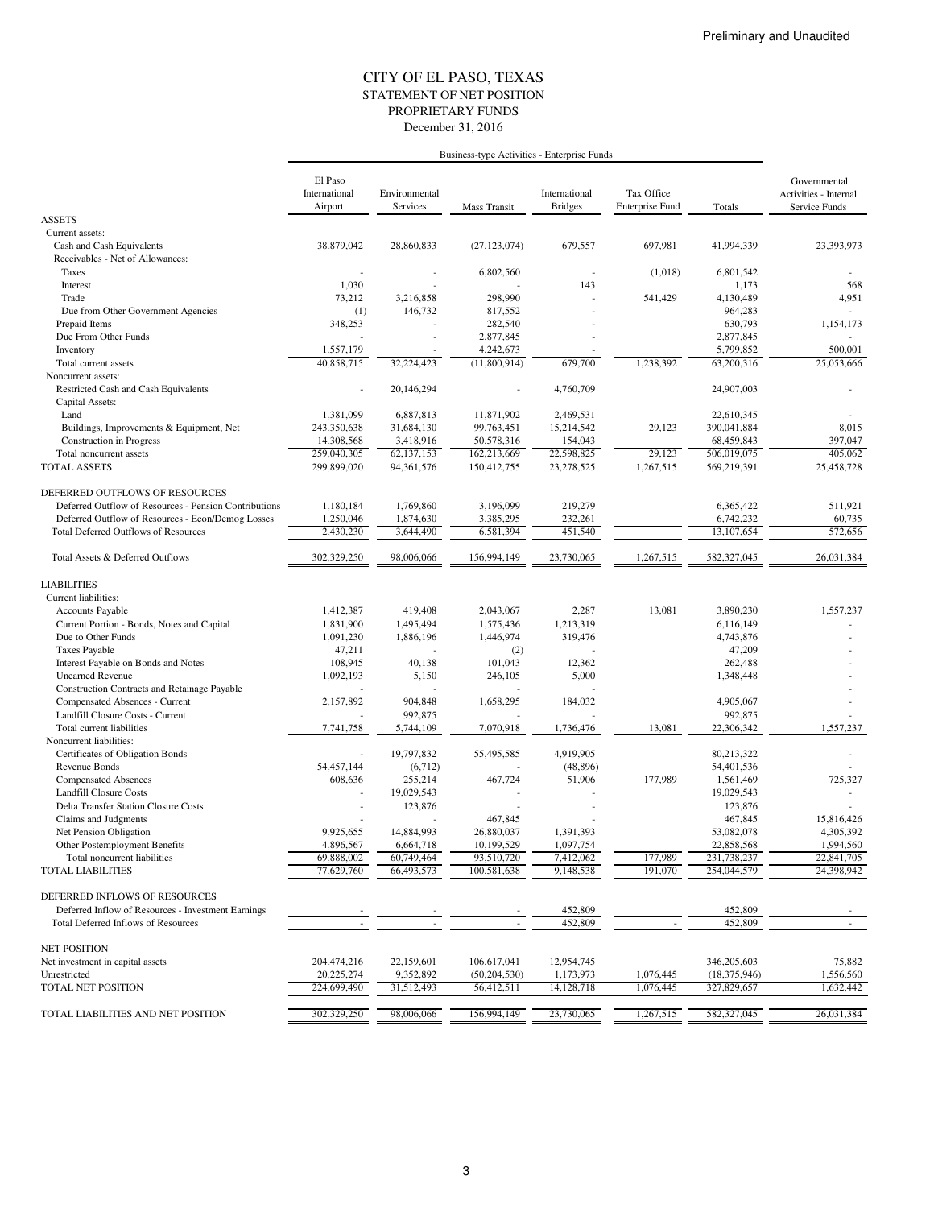Preliminary and Unaudited

# CITY OF EL PASO, TEXAS
## STATEMENT OF NET POSITION
## PROPRIETARY FUNDS
December 31, 2016

| | Business-type Activities - Enterprise Funds | | | | | | |
|---|---|---|---|---|---|---|---|
| | El Paso International Airport | Environmental Services | Mass Transit | International Bridges | Tax Office Enterprise Fund | Totals | Governmental Activities - Internal Service Funds |
| **ASSETS** | | | | | | | |
| Current assets: | | | | | | | |
| Cash and Cash Equivalents | 38,879,042 | 28,860,833 | (27,123,074) | 679,557 | 697,981 | 41,994,339 | 23,393,973 |
| Receivables - Net of Allowances: | | | | | | | |
| Taxes | - | - | 6,802,560 | - | (1,018) | 6,801,542 | - |
| Interest | 1,030 | - | - | 143 | | 1,173 | 568 |
| Trade | 73,212 | 3,216,858 | 298,990 | - | 541,429 | 4,130,489 | 4,951 |
| Due from Other Government Agencies | (1) | 146,732 | 817,552 | - | | 964,283 | - |
| Prepaid Items | 348,253 | - | 282,540 | - | | 630,793 | 1,154,173 |
| Due From Other Funds | - | - | 2,877,845 | - | | 2,877,845 | - |
| Inventory | 1,557,179 | - | 4,242,673 | - | | 5,799,852 | 500,001 |
| Total current assets | 40,858,715 | 32,224,423 | (11,800,914) | 679,700 | 1,238,392 | 63,200,316 | 25,053,666 |
| Noncurrent assets: | | | | | | | |
| Restricted Cash and Cash Equivalents | - | 20,146,294 | - | 4,760,709 | | 24,907,003 | - |
| Capital Assets: | | | | | | | |
| Land | 1,381,099 | 6,887,813 | 11,871,902 | 2,469,531 | | 22,610,345 | - |
| Buildings, Improvements & Equipment, Net | 243,350,638 | 31,684,130 | 99,763,451 | 15,214,542 | 29,123 | 390,041,884 | 8,015 |
| Construction in Progress | 14,308,568 | 3,418,916 | 50,578,316 | 154,043 | | 68,459,843 | 397,047 |
| Total noncurrent assets | 259,040,305 | 62,137,153 | 162,213,669 | 22,598,825 | 29,123 | 506,019,075 | 405,062 |
| **TOTAL ASSETS** | 299,899,020 | 94,361,576 | 150,412,755 | 23,278,525 | 1,267,515 | 569,219,391 | 25,458,728 |
| | | | | | | | |
| **DEFERRED OUTFLOWS OF RESOURCES** | | | | | | | |
| Deferred Outflow of Resources - Pension Contributions | 1,180,184 | 1,769,860 | 3,196,099 | 219,279 | | 6,365,422 | 511,921 |
| Deferred Outflow of Resources - Econ/Demog Losses | 1,250,046 | 1,874,630 | 3,385,295 | 232,261 | | 6,742,232 | 60,735 |
| Total Deferred Outflows of Resources | 2,430,230 | 3,644,490 | 6,581,394 | 451,540 | | 13,107,654 | 572,656 |
| | | | | | | | |
| Total Assets & Deferred Outflows | 302,329,250 | 98,006,066 | 156,994,149 | 23,730,065 | 1,267,515 | 582,327,045 | 26,031,384 |
| | | | | | | | |
| **LIABILITIES** | | | | | | | |
| Current liabilities: | | | | | | | |
| Accounts Payable | 1,412,387 | 419,408 | 2,043,067 | 2,287 | 13,081 | 3,890,230 | 1,557,237 |
| Current Portion - Bonds, Notes and Capital | 1,831,900 | 1,495,494 | 1,575,436 | 1,213,319 | | 6,116,149 | - |
| Due to Other Funds | 1,091,230 | 1,886,196 | 1,446,974 | 319,476 | | 4,743,876 | - |
| Taxes Payable | 47,211 | - | (2) | - | | 47,209 | - |
| Interest Payable on Bonds and Notes | 108,945 | 40,138 | 101,043 | 12,362 | | 262,488 | - |
| Unearned Revenue | 1,092,193 | 5,150 | 246,105 | 5,000 | | 1,348,448 | - |
| Construction Contracts and Retainage Payable | - | - | - | - | | | - |
| Compensated Absences - Current | 2,157,892 | 904,848 | 1,658,295 | 184,032 | | 4,905,067 | - |
| Landfill Closure Costs - Current | - | 992,875 | - | - | | 992,875 | - |
| Total current liabilities | 7,741,758 | 5,744,109 | 7,070,918 | 1,736,476 | 13,081 | 22,306,342 | 1,557,237 |
| Noncurrent liabilities: | | | | | | | |
| Certificates of Obligation Bonds | - | 19,797,832 | 55,495,585 | 4,919,905 | | 80,213,322 | - |
| Revenue Bonds | 54,457,144 | (6,712) | - | (48,896) | | 54,401,536 | - |
| Compensated Absences | 608,636 | 255,214 | 467,724 | 51,906 | 177,989 | 1,561,469 | 725,327 |
| Landfill Closure Costs | - | 19,029,543 | - | - | | 19,029,543 | - |
| Delta Transfer Station Closure Costs | - | 123,876 | - | - | | 123,876 | - |
| Claims and Judgments | - | - | 467,845 | - | | 467,845 | 15,816,426 |
| Net Pension Obligation | 9,925,655 | 14,884,993 | 26,880,037 | 1,391,393 | | 53,082,078 | 4,305,392 |
| Other Postemployment Benefits | 4,896,567 | 6,664,718 | 10,199,529 | 1,097,754 | | 22,858,568 | 1,994,560 |
| Total noncurrent liabilities | 69,888,002 | 60,749,464 | 93,510,720 | 7,412,062 | 177,989 | 231,738,237 | 22,841,705 |
| **TOTAL LIABILITIES** | 77,629,760 | 66,493,573 | 100,581,638 | 9,148,538 | 191,070 | 254,044,579 | 24,398,942 |
| | | | | | | | |
| **DEFERRED INFLOWS OF RESOURCES** | | | | | | | |
| Deferred Inflow of Resources - Investment Earnings | - | - | - | 452,809 | | 452,809 | - |
| Total Deferred Inflows of Resources | - | - | - | 452,809 | - | 452,809 | - |
| | | | | | | | |
| **NET POSITION** | | | | | | | |
| Net investment in capital assets | 204,474,216 | 22,159,601 | 106,617,041 | 12,954,745 | | 346,205,603 | 75,882 |
| Unrestricted | 20,225,274 | 9,352,892 | (50,204,530) | 1,173,973 | 1,076,445 | (18,375,946) | 1,556,560 |
| **TOTAL NET POSITION** | 224,699,490 | 31,512,493 | 56,412,511 | 14,128,718 | 1,076,445 | 327,829,657 | 1,632,442 |
| | | | | | | | |
| **TOTAL LIABILITIES AND NET POSITION** | 302,329,250 | 98,006,066 | 156,994,149 | 23,730,065 | 1,267,515 | 582,327,045 | 26,031,384 |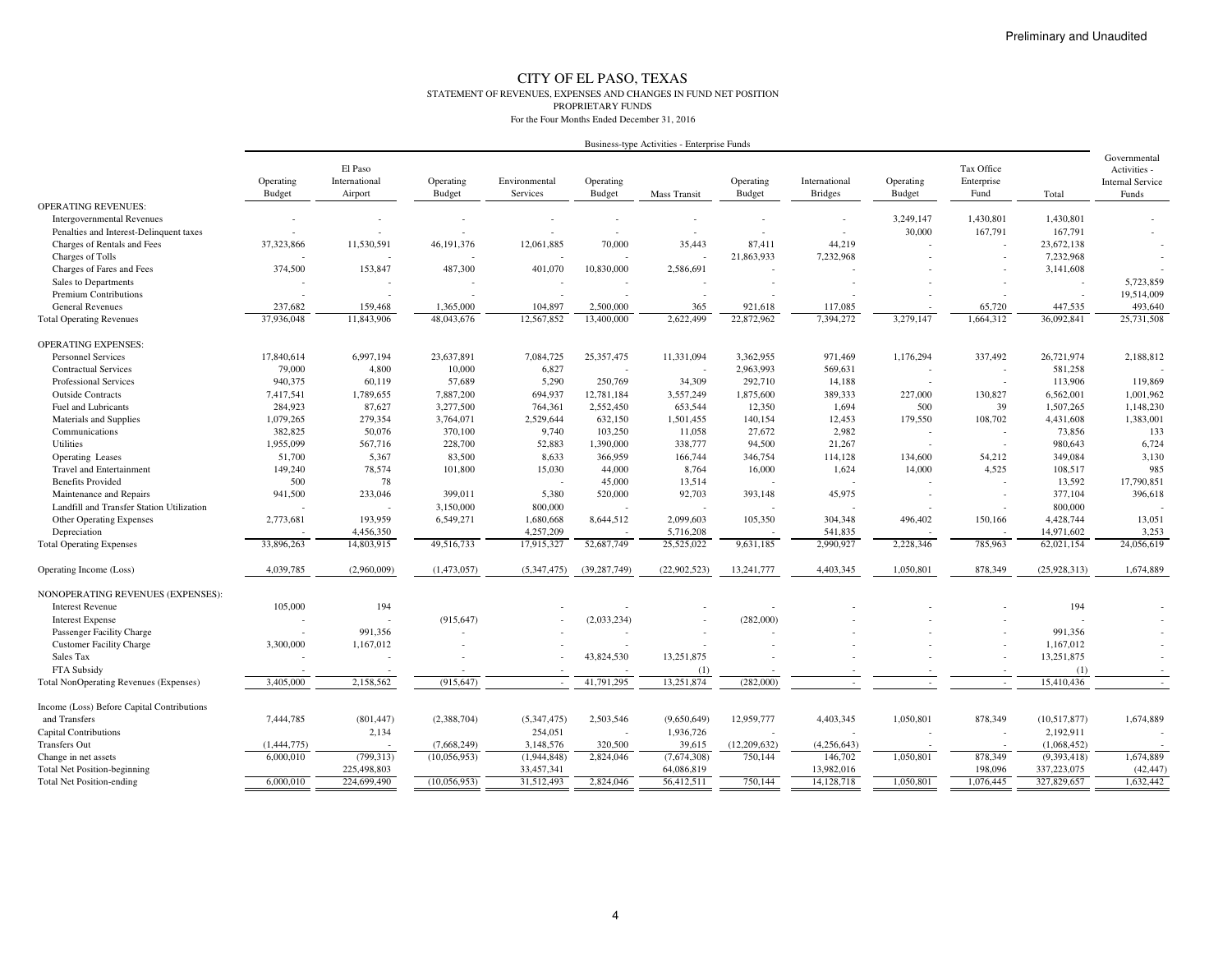Preliminary and Unaudited

# CITY OF EL PASO, TEXAS

## STATEMENT OF REVENUES, EXPENSES AND CHANGES IN FUND NET POSITION
## PROPRIETARY FUNDS
### For the Four Months Ended December 31, 2016

| | Business-type Activities - Enterprise Funds | | | | | | | | | | | |
|---|---|---|---|---|---|---|---|---|---|---|---|---|
| | Operating Budget | El Paso International Airport | Operating Budget | Environmental Services | Operating Budget | Mass Transit | Operating Budget | International Bridges | Operating Budget | Tax Office Enterprise Fund | Total | Governmental Activities - Internal Service Funds |
| OPERATING REVENUES: | | | | | | | | | | | | |
| Intergovernmental Revenues | - | - | - | - | - | - | - | - | 3,249,147 | 1,430,801 | 1,430,801 | - |
| Penalties and Interest-Delinquent taxes | - | - | - | - | - | - | - | - | 30,000 | 167,791 | 167,791 | - |
| Charges of Rentals and Fees | 37,323,866 | 11,530,591 | 46,191,376 | 12,061,885 | 70,000 | 35,443 | 87,411 | 44,219 | - | - | 23,672,138 | - |
| Charges of Tolls | - | - | - | - | - | - | 21,863,933 | 7,232,968 | - | - | 7,232,968 | - |
| Charges of Fares and Fees | 374,500 | 153,847 | 487,300 | 401,070 | 10,830,000 | 2,586,691 | - | - | - | - | 3,141,608 | - |
| Sales to Departments | - | - | - | - | - | - | - | - | - | - | - | 5,723,859 |
| Premium Contributions | - | - | - | - | - | - | - | - | - | - | - | 19,514,009 |
| General Revenues | 237,682 | 159,468 | 1,365,000 | 104,897 | 2,500,000 | 365 | 921,618 | 117,085 | - | 65,720 | 447,535 | 493,640 |
| Total Operating Revenues | 37,936,048 | 11,843,906 | 48,043,676 | 12,567,852 | 13,400,000 | 2,622,499 | 22,872,962 | 7,394,272 | 3,279,147 | 1,664,312 | 36,092,841 | 25,731,508 |
| OPERATING EXPENSES: | | | | | | | | | | | | |
| Personnel Services | 17,840,614 | 6,997,194 | 23,637,891 | 7,084,725 | 25,357,475 | 11,331,094 | 3,362,955 | 971,469 | 1,176,294 | 337,492 | 26,721,974 | 2,188,812 |
| Contractual Services | 79,000 | 4,800 | 10,000 | 6,827 | - | - | 2,963,993 | 569,631 | - | - | 581,258 | - |
| Professional Services | 940,375 | 60,119 | 57,689 | 5,290 | 250,769 | 34,309 | 292,710 | 14,188 | - | - | 113,906 | 119,869 |
| Outside Contracts | 7,417,541 | 1,789,655 | 7,887,200 | 694,937 | 12,781,184 | 3,557,249 | 1,875,600 | 389,333 | 227,000 | 130,827 | 6,562,001 | 1,001,962 |
| Fuel and Lubricants | 284,923 | 87,627 | 3,277,500 | 764,361 | 2,552,450 | 653,544 | 12,350 | 1,694 | 500 | 39 | 1,507,265 | 1,148,230 |
| Materials and Supplies | 1,079,265 | 279,354 | 3,764,071 | 2,529,644 | 632,150 | 1,501,455 | 140,154 | 12,453 | 179,550 | 108,702 | 4,431,608 | 1,383,001 |
| Communications | 382,825 | 50,076 | 370,100 | 9,740 | 103,250 | 11,058 | 27,672 | 2,982 | - | - | 73,856 | 133 |
| Utilities | 1,955,099 | 567,716 | 228,700 | 52,883 | 1,390,000 | 338,777 | 94,500 | 21,267 | - | - | 980,643 | 6,724 |
| Operating Leases | 51,700 | 5,367 | 83,500 | 8,633 | 366,959 | 166,744 | 346,754 | 114,128 | 134,600 | 54,212 | 349,084 | 3,130 |
| Travel and Entertainment | 149,240 | 78,574 | 101,800 | 15,030 | 44,000 | 8,764 | 16,000 | 1,624 | 14,000 | 4,525 | 108,517 | 985 |
| Benefits Provided | 500 | 78 | | - | 45,000 | 13,514 | - | - | - | - | 13,592 | 17,790,851 |
| Maintenance and Repairs | 941,500 | 233,046 | 399,011 | 5,380 | 520,000 | 92,703 | 393,148 | 45,975 | - | - | 377,104 | 396,618 |
| Landfill and Transfer Station Utilization | - | - | 3,150,000 | 800,000 | - | - | - | - | - | - | 800,000 | - |
| Other Operating Expenses | 2,773,681 | 193,959 | 6,549,271 | 1,680,668 | 8,644,512 | 2,099,603 | 105,350 | 304,348 | 496,402 | 150,166 | 4,428,744 | 13,051 |
| Depreciation | - | 4,456,350 | | 4,257,209 | - | 5,716,208 | - | 541,835 | - | - | 14,971,602 | 3,253 |
| Total Operating Expenses | 33,896,263 | 14,803,915 | 49,516,733 | 17,915,327 | 52,687,749 | 25,525,022 | 9,631,185 | 2,990,927 | 2,228,346 | 785,963 | 62,021,154 | 24,056,619 |
| Operating Income (Loss) | 4,039,785 | (2,960,009) | (1,473,057) | (5,347,475) | (39,287,749) | (22,902,523) | 13,241,777 | 4,403,345 | 1,050,801 | 878,349 | (25,928,313) | 1,674,889 |
| NONOPERATING REVENUES (EXPENSES): | | | | | | | | | | | | |
| Interest Revenue | 105,000 | 194 | | - | - | - | - | - | - | - | 194 | - |
| Interest Expense | - | - | (915,647) | - | (2,033,234) | - | (282,000) | - | - | - | - | - |
| Passenger Facility Charge | - | 991,356 | - | - | - | - | - | - | - | - | 991,356 | - |
| Customer Facility Charge | 3,300,000 | 1,167,012 | - | - | - | - | - | - | - | - | 1,167,012 | - |
| Sales Tax | - | - | - | - | 43,824,530 | 13,251,875 | - | - | - | - | 13,251,875 | - |
| FTA Subsidy | - | - | - | - | - | (1) | - | - | - | - | (1) | - |
| Total NonOperating Revenues (Expenses) | 3,405,000 | 2,158,562 | (915,647) | - | 41,791,295 | 13,251,874 | (282,000) | - | - | - | 15,410,436 | - |
| Income (Loss) Before Capital Contributions and Transfers | 7,444,785 | (801,447) | (2,388,704) | (5,347,475) | 2,503,546 | (9,650,649) | 12,959,777 | 4,403,345 | 1,050,801 | 878,349 | (10,517,877) | 1,674,889 |
| Capital Contributions | | 2,134 | | 254,051 | - | 1,936,726 | - | - | - | - | 2,192,911 | - |
| Transfers Out | (1,444,775) | - | (7,668,249) | 3,148,576 | 320,500 | 39,615 | (12,209,632) | (4,256,643) | - | - | (1,068,452) | - |
| Change in net assets | 6,000,010 | (799,313) | (10,056,953) | (1,944,848) | 2,824,046 | (7,674,308) | 750,144 | 146,702 | 1,050,801 | 878,349 | (9,393,418) | 1,674,889 |
| Total Net Position-beginning | | 225,498,803 | | 33,457,341 | | 64,086,819 | | 13,982,016 | | 198,096 | 337,223,075 | (42,447) |
| Total Net Position-ending | 6,000,010 | 224,699,490 | (10,056,953) | 31,512,493 | 2,824,046 | 56,412,511 | 750,144 | 14,128,718 | 1,050,801 | 1,076,445 | 327,829,657 | 1,632,442 |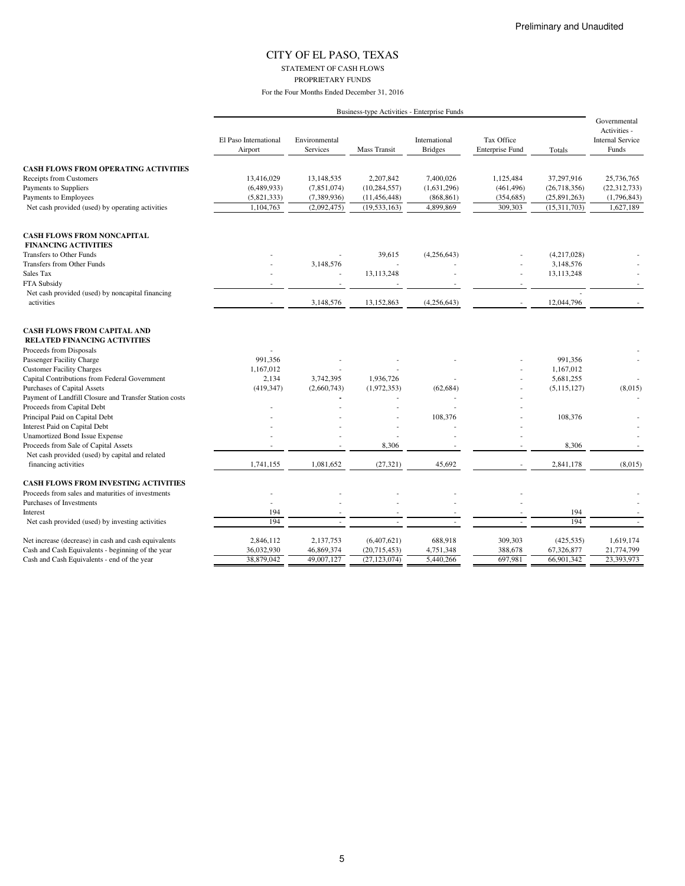Preliminary and Unaudited

# CITY OF EL PASO, TEXAS

STATEMENT OF CASH FLOWS

PROPRIETARY FUNDS

For the Four Months Ended December 31, 2016

| | Business-type Activities - Enterprise Funds | | | | | | Governmental Activities - Internal Service Funds |
|---|---|---|---|---|---|---|---|
| | El Paso International Airport | Environmental Services | Mass Transit | International Bridges | Tax Office Enterprise Fund | Totals | |
| **CASH FLOWS FROM OPERATING ACTIVITIES** | | | | | | | |
| Receipts from Customers | 13,416,029 | 13,148,535 | 2,207,842 | 7,400,026 | 1,125,484 | 37,297,916 | 25,736,765 |
| Payments to Suppliers | (6,489,933) | (7,851,074) | (10,284,557) | (1,631,296) | (461,496) | (26,718,356) | (22,312,733) |
| Payments to Employees | (5,821,333) | (7,389,936) | (11,456,448) | (868,861) | (354,685) | (25,891,263) | (1,796,843) |
| Net cash provided (used) by operating activities | 1,104,763 | (2,092,475) | (19,533,163) | 4,899,869 | 309,303 | (15,311,703) | 1,627,189 |
| **CASH FLOWS FROM NONCAPITAL FINANCING ACTIVITIES** | | | | | | | |
| Transfers to Other Funds | - | - | 39,615 | (4,256,643) | - | (4,217,028) | - |
| Transfers from Other Funds | - | 3,148,576 | - | - | - | 3,148,576 | - |
| Sales Tax | - | - | 13,113,248 | - | - | 13,113,248 | - |
| FTA Subsidy | - | - | - | - | - | | - |
| Net cash provided (used) by noncapital financing activities | - | 3,148,576 | 13,152,863 | (4,256,643) | - | 12,044,796 | - |
| **CASH FLOWS FROM CAPITAL AND RELATED FINANCING ACTIVITIES** | | | | | | | |
| Proceeds from Disposals | - | | | | | | - |
| Passenger Facility Charge | 991,356 | - | - | - | - | 991,356 | - |
| Customer Facility Charges | 1,167,012 | - | - | | - | 1,167,012 | |
| Capital Contributions from Federal Government | 2,134 | 3,742,395 | 1,936,726 | - | - | 5,681,255 | - |
| Purchases of Capital Assets | (419,347) | (2,660,743) | (1,972,353) | (62,684) | - | (5,115,127) | (8,015) |
| Payment of Landfill Closure and Transfer Station costs | | - | - | - | - | | - |
| Proceeds from Capital Debt | - | - | - | - | - | | |
| Principal Paid on Capital Debt | - | - | - | 108,376 | - | 108,376 | - |
| Interest Paid on Capital Debt | - | - | - | - | - | | - |
| Unamortized Bond Issue Expense | - | - | - | - | - | | - |
| Proceeds from Sale of Capital Assets | - | - | 8,306 | - | - | 8,306 | - |
| Net cash provided (used) by capital and related financing activities | 1,741,155 | 1,081,652 | (27,321) | 45,692 | - | 2,841,178 | (8,015) |
| **CASH FLOWS FROM INVESTING ACTIVITIES** | | | | | | | |
| Proceeds from sales and maturities of investments | - | - | - | - | - | | - |
| Purchases of Investments | - | - | - | - | - | | - |
| Interest | 194 | - | - | - | - | 194 | - |
| Net cash provided (used) by investing activities | 194 | - | - | - | - | 194 | - |
| Net increase (decrease) in cash and cash equivalents | 2,846,112 | 2,137,753 | (6,407,621) | 688,918 | 309,303 | (425,535) | 1,619,174 |
| Cash and Cash Equivalents - beginning of the year | 36,032,930 | 46,869,374 | (20,715,453) | 4,751,348 | 388,678 | 67,326,877 | 21,774,799 |
| Cash and Cash Equivalents - end of the year | 38,879,042 | 49,007,127 | (27,123,074) | 5,440,266 | 697,981 | 66,901,342 | 23,393,973 |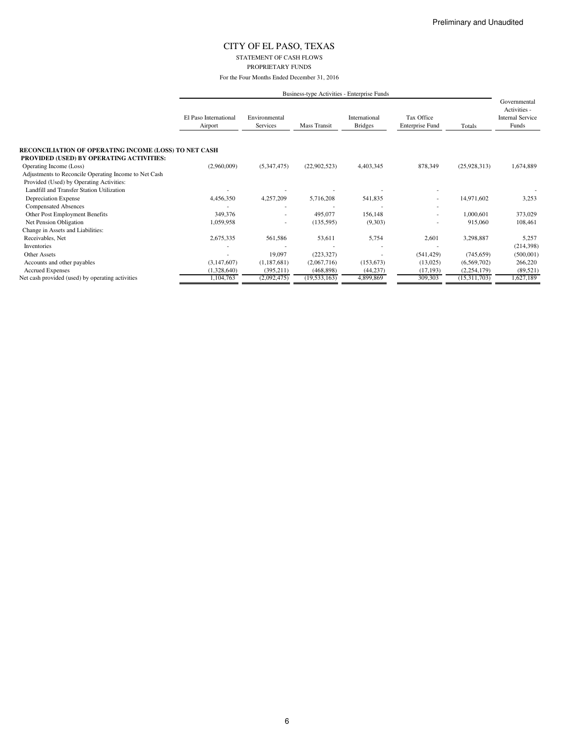Preliminary and Unaudited

# CITY OF EL PASO, TEXAS

STATEMENT OF CASH FLOWS

PROPRIETARY FUNDS

For the Four Months Ended December 31, 2016

| | Business-type Activities - Enterprise Funds | | | | | | Governmental Activities - Internal Service Funds |
|---|---|---|---|---|---|---|---|
| | El Paso International Airport | Environmental Services | Mass Transit | International Bridges | Tax Office Enterprise Fund | Totals | |
| **RECONCILIATION OF OPERATING INCOME (LOSS) TO NET CASH PROVIDED (USED) BY OPERATING ACTIVITIES:** | | | | | | | |
| Operating Income (Loss) | (2,960,009) | (5,347,475) | (22,902,523) | 4,403,345 | 878,349 | (25,928,313) | 1,674,889 |
| Adjustments to Reconcile Operating Income to Net Cash Provided (Used) by Operating Activities: | | | | | | | |
| Landfill and Transfer Station Utilization | - | - | - | - | - | | - |
| Depreciation Expense | 4,456,350 | 4,257,209 | 5,716,208 | 541,835 | - | 14,971,602 | 3,253 |
| Compensated Absences | - | - | - | - | - | | |
| Other Post Employment Benefits | 349,376 | - | 495,077 | 156,148 | - | 1,000,601 | 373,029 |
| Net Pension Obligation | 1,059,958 | - | (135,595) | (9,303) | - | 915,060 | 108,461 |
| Change in Assets and Liabilities: | | | | | | | |
| Receivables, Net | 2,675,335 | 561,586 | 53,611 | 5,754 | 2,601 | 3,298,887 | 5,257 |
| Inventories | - | - | - | - | - | | (214,398) |
| Other Assets | - | 19,097 | (223,327) | - | (541,429) | (745,659) | (500,001) |
| Accounts and other payables | (3,147,607) | (1,187,681) | (2,067,716) | (153,673) | (13,025) | (6,569,702) | 266,220 |
| Accrued Expenses | (1,328,640) | (395,211) | (468,898) | (44,237) | (17,193) | (2,254,179) | (89,521) |
| Net cash provided (used) by operating activities | 1,104,763 | (2,092,475) | (19,533,163) | 4,899,869 | 309,303 | (15,311,703) | 1,627,189 |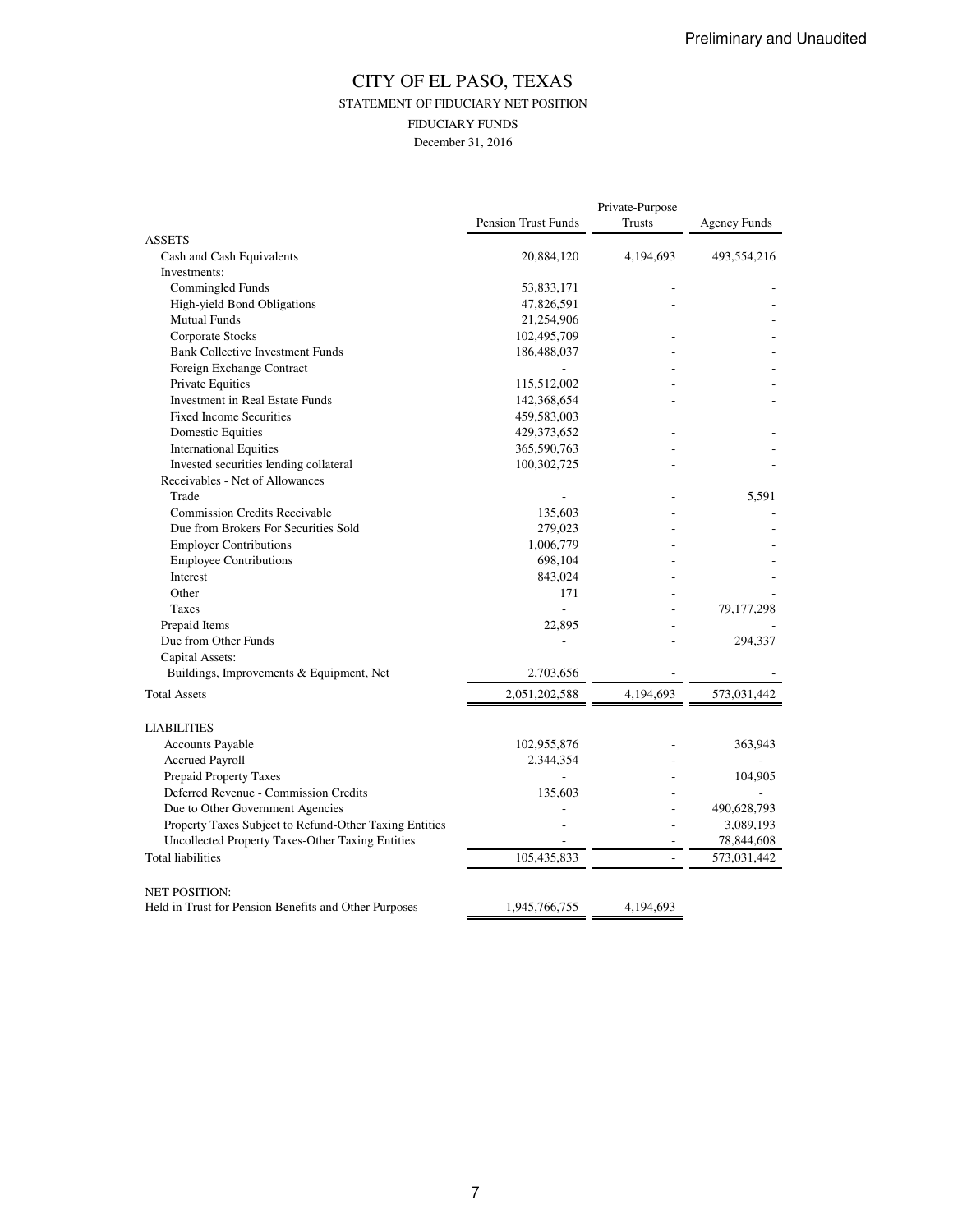Preliminary and Unaudited

# CITY OF EL PASO, TEXAS

## STATEMENT OF FIDUCIARY NET POSITION

### FIDUCIARY FUNDS

December 31, 2016

| | Pension Trust Funds | Private-Purpose Trusts | Agency Funds |
|---|---|---|---|
| **ASSETS** | | | |
| Cash and Cash Equivalents | 20,884,120 | 4,194,693 | 493,554,216 |
| Investments: | | | |
| Commingled Funds | 53,833,171 | - | - |
| High-yield Bond Obligations | 47,826,591 | - | - |
| Mutual Funds | 21,254,906 | | - |
| Corporate Stocks | 102,495,709 | - | - |
| Bank Collective Investment Funds | 186,488,037 | - | - |
| Foreign Exchange Contract | - | - | - |
| Private Equities | 115,512,002 | - | - |
| Investment in Real Estate Funds | 142,368,654 | - | - |
| Fixed Income Securities | 459,583,003 | | |
| Domestic Equities | 429,373,652 | - | - |
| International Equities | 365,590,763 | - | - |
| Invested securities lending collateral | 100,302,725 | - | - |
| Receivables - Net of Allowances | | | |
| Trade | - | - | 5,591 |
| Commission Credits Receivable | 135,603 | - | - |
| Due from Brokers For Securities Sold | 279,023 | - | - |
| Employer Contributions | 1,006,779 | - | - |
| Employee Contributions | 698,104 | - | - |
| Interest | 843,024 | - | - |
| Other | 171 | - | - |
| Taxes | - | - | 79,177,298 |
| Prepaid Items | 22,895 | - | - |
| Due from Other Funds | - | - | 294,337 |
| Capital Assets: | | | |
| Buildings, Improvements & Equipment, Net | 2,703,656 | - | - |
| Total Assets | 2,051,202,588 | 4,194,693 | 573,031,442 |
| **LIABILITIES** | | | |
| Accounts Payable | 102,955,876 | - | 363,943 |
| Accrued Payroll | 2,344,354 | - | - |
| Prepaid Property Taxes | - | - | 104,905 |
| Deferred Revenue - Commission Credits | 135,603 | - | - |
| Due to Other Government Agencies | - | - | 490,628,793 |
| Property Taxes Subject to Refund-Other Taxing Entities | - | - | 3,089,193 |
| Uncollected Property Taxes-Other Taxing Entities | - | - | 78,844,608 |
| Total liabilities | 105,435,833 | - | 573,031,442 |
| **NET POSITION:** | | | |
| Held in Trust for Pension Benefits and Other Purposes | 1,945,766,755 | 4,194,693 | |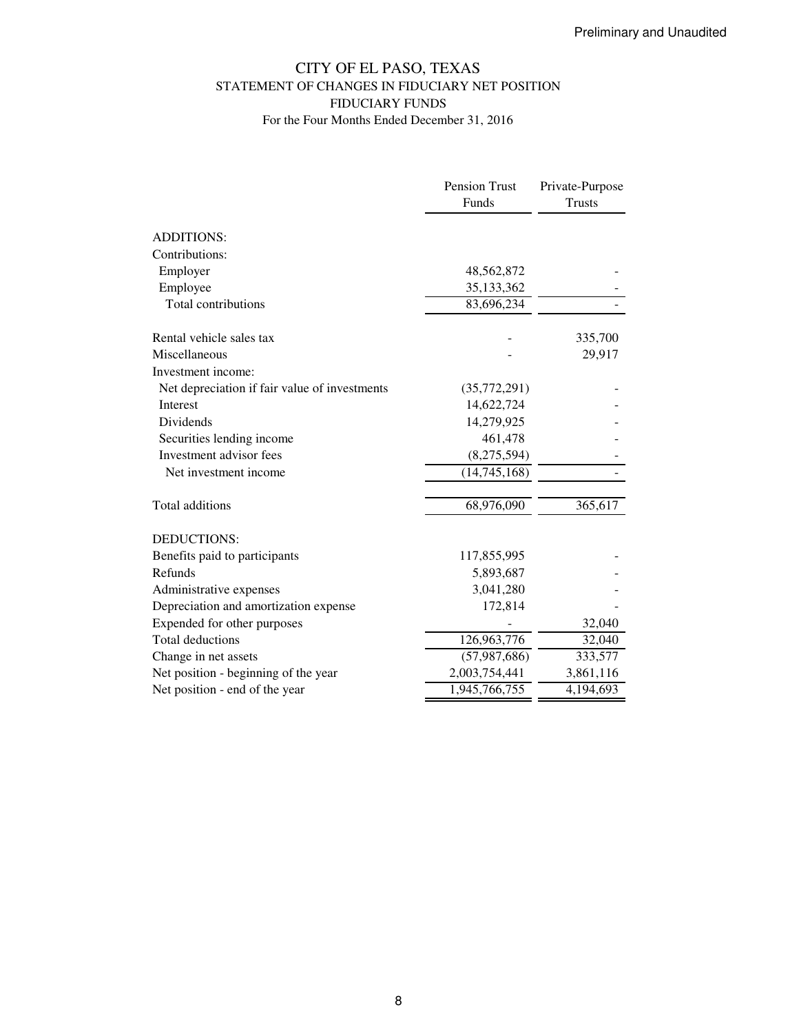Preliminary and Unaudited

# CITY OF EL PASO, TEXAS
## STATEMENT OF CHANGES IN FIDUCIARY NET POSITION
## FIDUCIARY FUNDS
### For the Four Months Ended December 31, 2016

| | Pension Trust Funds | Private-Purpose Trusts |
|---|---|---|
| ADDITIONS: | | |
| Contributions: | | |
| Employer | 48,562,872 | - |
| Employee | 35,133,362 | - |
| Total contributions | 83,696,234 | - |
| | | |
| Rental vehicle sales tax | - | 335,700 |
| Miscellaneous | - | 29,917 |
| Investment income: | | |
| Net depreciation if fair value of investments | (35,772,291) | - |
| Interest | 14,622,724 | - |
| Dividends | 14,279,925 | - |
| Securities lending income | 461,478 | - |
| Investment advisor fees | (8,275,594) | - |
| Net investment income | (14,745,168) | - |
| | | |
| Total additions | 68,976,090 | 365,617 |
| | | |
| DEDUCTIONS: | | |
| Benefits paid to participants | 117,855,995 | - |
| Refunds | 5,893,687 | - |
| Administrative expenses | 3,041,280 | - |
| Depreciation and amortization expense | 172,814 | - |
| Expended for other purposes | - | 32,040 |
| Total deductions | 126,963,776 | 32,040 |
| Change in net assets | (57,987,686) | 333,577 |
| Net position - beginning of the year | 2,003,754,441 | 3,861,116 |
| Net position - end of the year | 1,945,766,755 | 4,194,693 |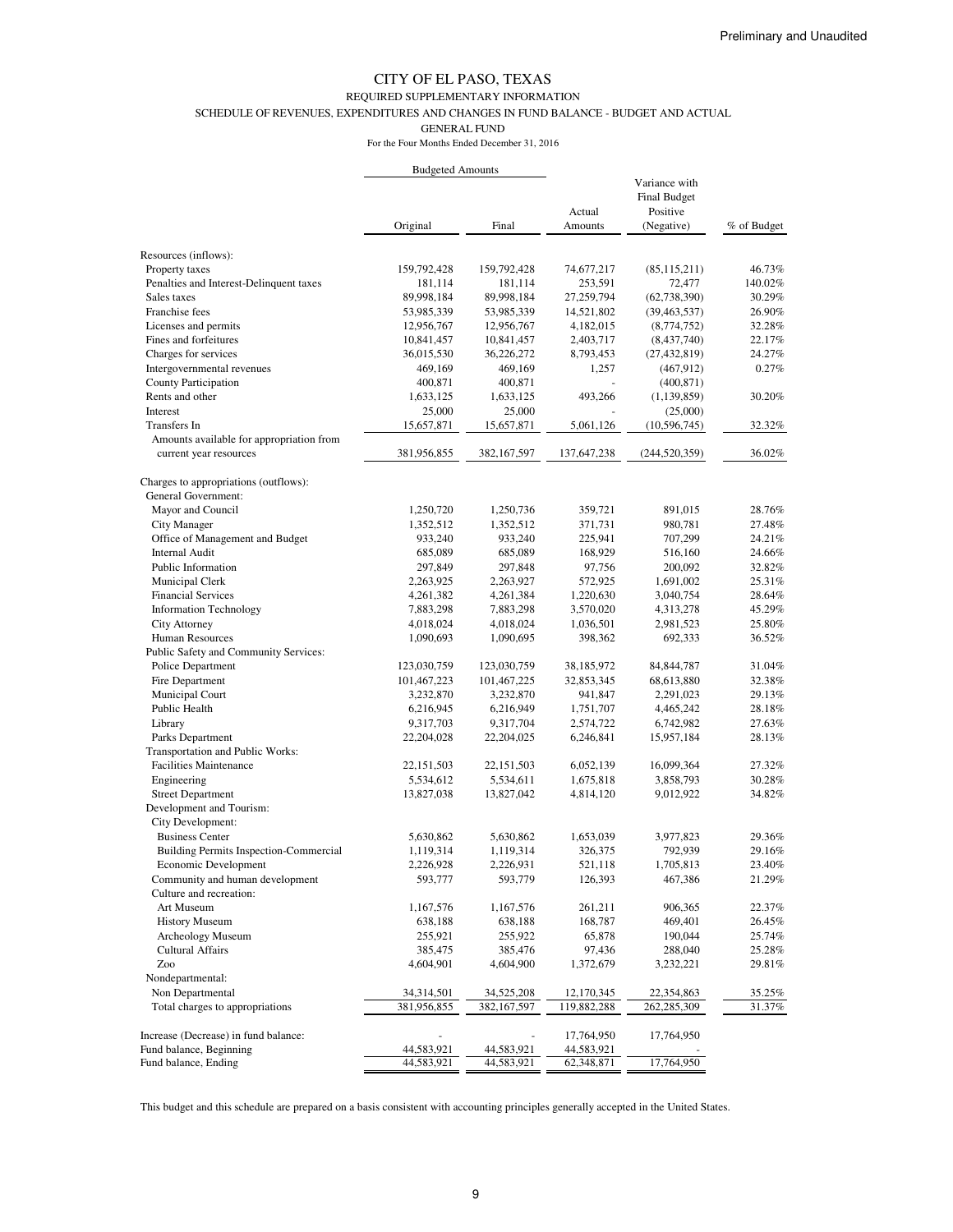Preliminary and Unaudited

# CITY OF EL PASO, TEXAS

## REQUIRED SUPPLEMENTARY INFORMATION

### SCHEDULE OF REVENUES, EXPENDITURES AND CHANGES IN FUND BALANCE - BUDGET AND ACTUAL

### GENERAL FUND

For the Four Months Ended December 31, 2016

| | Budgeted Amounts | | | | |
|---|---|---|---|---|---|
| | Original | Final | Actual Amounts | Variance with Final Budget Positive (Negative) | % of Budget |
| Resources (inflows): | | | | | |
| Property taxes | 159,792,428 | 159,792,428 | 74,677,217 | (85,115,211) | 46.73% |
| Penalties and Interest-Delinquent taxes | 181,114 | 181,114 | 253,591 | 72,477 | 140.02% |
| Sales taxes | 89,998,184 | 89,998,184 | 27,259,794 | (62,738,390) | 30.29% |
| Franchise fees | 53,985,339 | 53,985,339 | 14,521,802 | (39,463,537) | 26.90% |
| Licenses and permits | 12,956,767 | 12,956,767 | 4,182,015 | (8,774,752) | 32.28% |
| Fines and forfeitures | 10,841,457 | 10,841,457 | 2,403,717 | (8,437,740) | 22.17% |
| Charges for services | 36,015,530 | 36,226,272 | 8,793,453 | (27,432,819) | 24.27% |
| Intergovernmental revenues | 469,169 | 469,169 | 1,257 | (467,912) | 0.27% |
| County Participation | 400,871 | 400,871 | - | (400,871) | |
| Rents and other | 1,633,125 | 1,633,125 | 493,266 | (1,139,859) | 30.20% |
| Interest | 25,000 | 25,000 | - | (25,000) | |
| Transfers In | 15,657,871 | 15,657,871 | 5,061,126 | (10,596,745) | 32.32% |
| Amounts available for appropriation from current year resources | 381,956,855 | 382,167,597 | 137,647,238 | (244,520,359) | 36.02% |
| Charges to appropriations (outflows): | | | | | |
| General Government: | | | | | |
| Mayor and Council | 1,250,720 | 1,250,736 | 359,721 | 891,015 | 28.76% |
| City Manager | 1,352,512 | 1,352,512 | 371,731 | 980,781 | 27.48% |
| Office of Management and Budget | 933,240 | 933,240 | 225,941 | 707,299 | 24.21% |
| Internal Audit | 685,089 | 685,089 | 168,929 | 516,160 | 24.66% |
| Public Information | 297,849 | 297,848 | 97,756 | 200,092 | 32.82% |
| Municipal Clerk | 2,263,925 | 2,263,927 | 572,925 | 1,691,002 | 25.31% |
| Financial Services | 4,261,382 | 4,261,384 | 1,220,630 | 3,040,754 | 28.64% |
| Information Technology | 7,883,298 | 7,883,298 | 3,570,020 | 4,313,278 | 45.29% |
| City Attorney | 4,018,024 | 4,018,024 | 1,036,501 | 2,981,523 | 25.80% |
| Human Resources | 1,090,693 | 1,090,695 | 398,362 | 692,333 | 36.52% |
| Public Safety and Community Services: | | | | | |
| Police Department | 123,030,759 | 123,030,759 | 38,185,972 | 84,844,787 | 31.04% |
| Fire Department | 101,467,223 | 101,467,225 | 32,853,345 | 68,613,880 | 32.38% |
| Municipal Court | 3,232,870 | 3,232,870 | 941,847 | 2,291,023 | 29.13% |
| Public Health | 6,216,945 | 6,216,949 | 1,751,707 | 4,465,242 | 28.18% |
| Library | 9,317,703 | 9,317,704 | 2,574,722 | 6,742,982 | 27.63% |
| Parks Department | 22,204,028 | 22,204,025 | 6,246,841 | 15,957,184 | 28.13% |
| Transportation and Public Works: | | | | | |
| Facilities Maintenance | 22,151,503 | 22,151,503 | 6,052,139 | 16,099,364 | 27.32% |
| Engineering | 5,534,612 | 5,534,611 | 1,675,818 | 3,858,793 | 30.28% |
| Street Department | 13,827,038 | 13,827,042 | 4,814,120 | 9,012,922 | 34.82% |
| Development and Tourism: | | | | | |
| City Development: | | | | | |
| Business Center | 5,630,862 | 5,630,862 | 1,653,039 | 3,977,823 | 29.36% |
| Building Permits Inspection-Commercial | 1,119,314 | 1,119,314 | 326,375 | 792,939 | 29.16% |
| Economic Development | 2,226,928 | 2,226,931 | 521,118 | 1,705,813 | 23.40% |
| Community and human development | 593,777 | 593,779 | 126,393 | 467,386 | 21.29% |
| Culture and recreation: | | | | | |
| Art Museum | 1,167,576 | 1,167,576 | 261,211 | 906,365 | 22.37% |
| History Museum | 638,188 | 638,188 | 168,787 | 469,401 | 26.45% |
| Archeology Museum | 255,921 | 255,922 | 65,878 | 190,044 | 25.74% |
| Cultural Affairs | 385,475 | 385,476 | 97,436 | 288,040 | 25.28% |
| Zoo | 4,604,901 | 4,604,900 | 1,372,679 | 3,232,221 | 29.81% |
| Nondepartmental: | | | | | |
| Non Departmental | 34,314,501 | 34,525,208 | 12,170,345 | 22,354,863 | 35.25% |
| Total charges to appropriations | 381,956,855 | 382,167,597 | 119,882,288 | 262,285,309 | 31.37% |
| Increase (Decrease) in fund balance: | - | - | 17,764,950 | 17,764,950 | |
| Fund balance, Beginning | 44,583,921 | 44,583,921 | 44,583,921 | - | |
| Fund balance, Ending | 44,583,921 | 44,583,921 | 62,348,871 | 17,764,950 | |

This budget and this schedule are prepared on a basis consistent with accounting principles generally accepted in the United States.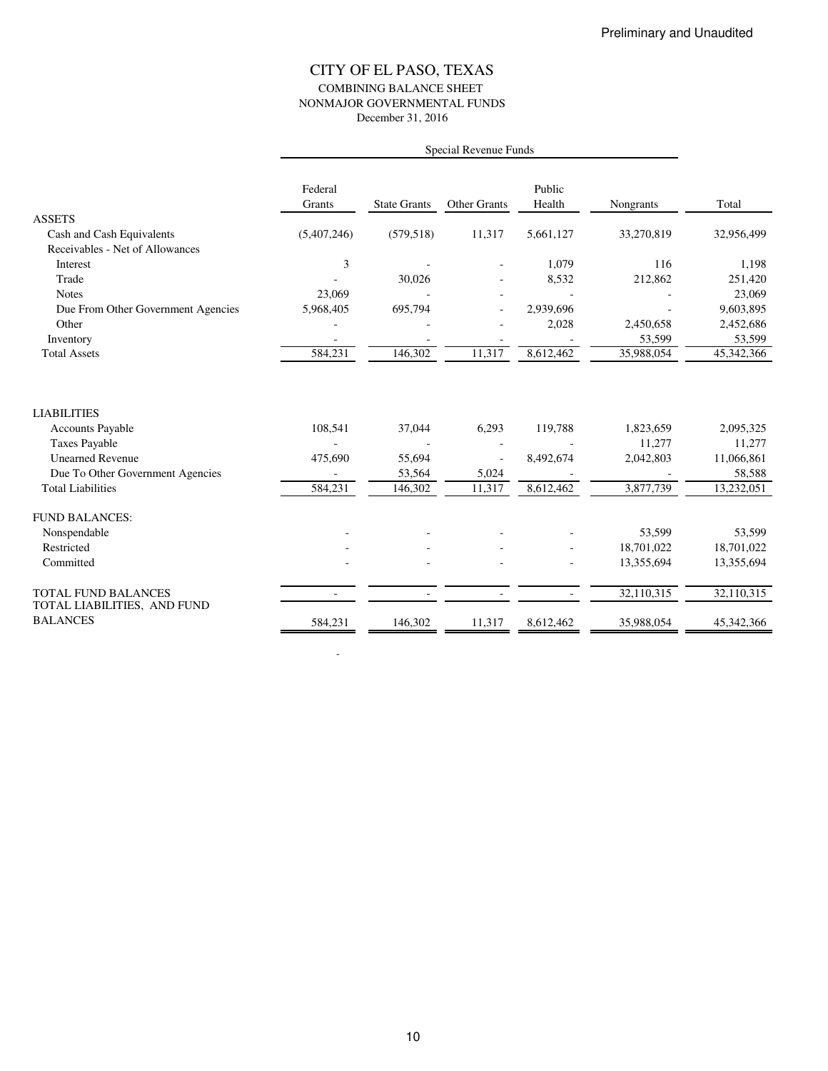Preliminary and Unaudited

# CITY OF EL PASO, TEXAS

## COMBINING BALANCE SHEET
## NONMAJOR GOVERNMENTAL FUNDS
December 31, 2016

| | Special Revenue Funds | | | | | |
|---|---|---|---|---|---|---|
| | Federal Grants | State Grants | Other Grants | Public Health | Nongrants | Total |
| ASSETS | | | | | | |
| Cash and Cash Equivalents | (5,407,246) | (579,518) | 11,317 | 5,661,127 | 33,270,819 | 32,956,499 |
| Receivables - Net of Allowances | | | | | | |
| Interest | 3 | - | - | 1,079 | 116 | 1,198 |
| Trade | - | 30,026 | - | 8,532 | 212,862 | 251,420 |
| Notes | 23,069 | - | - | - | - | 23,069 |
| Due From Other Government Agencies | 5,968,405 | 695,794 | - | 2,939,696 | - | 9,603,895 |
| Other | - | - | - | 2,028 | 2,450,658 | 2,452,686 |
| Inventory | - | - | - | - | 53,599 | 53,599 |
| Total Assets | 584,231 | 146,302 | 11,317 | 8,612,462 | 35,988,054 | 45,342,366 |
| LIABILITIES | | | | | | |
| Accounts Payable | 108,541 | 37,044 | 6,293 | 119,788 | 1,823,659 | 2,095,325 |
| Taxes Payable | - | - | - | - | 11,277 | 11,277 |
| Unearned Revenue | 475,690 | 55,694 | - | 8,492,674 | 2,042,803 | 11,066,861 |
| Due To Other Government Agencies | - | 53,564 | 5,024 | - | - | 58,588 |
| Total Liabilities | 584,231 | 146,302 | 11,317 | 8,612,462 | 3,877,739 | 13,232,051 |
| FUND BALANCES: | | | | | | |
| Nonspendable | - | - | - | - | 53,599 | 53,599 |
| Restricted | - | - | - | - | 18,701,022 | 18,701,022 |
| Committed | - | - | - | - | 13,355,694 | 13,355,694 |
| TOTAL FUND BALANCES | - | - | - | - | 32,110,315 | 32,110,315 |
| TOTAL LIABILITIES, AND FUND BALANCES | 584,231 | 146,302 | 11,317 | 8,612,462 | 35,988,054 | 45,342,366 |

-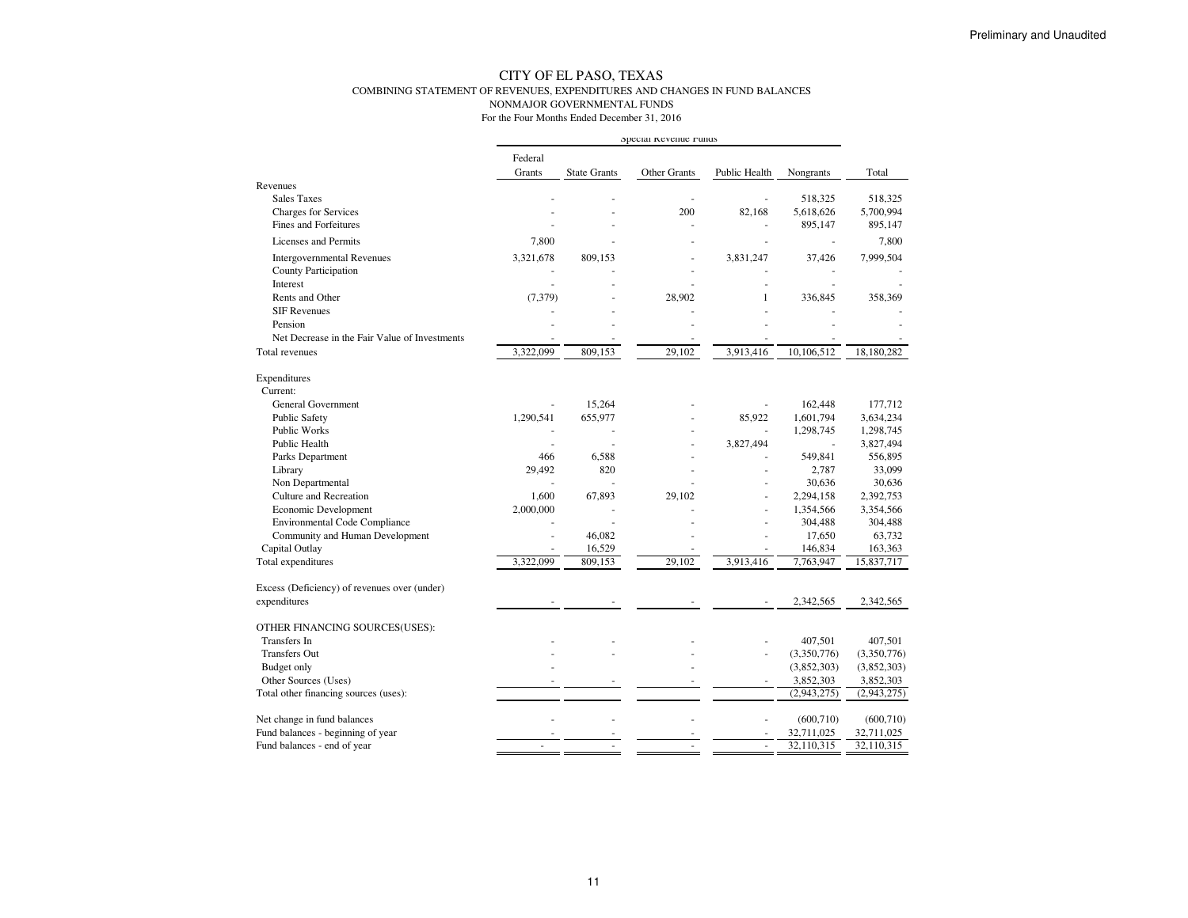Preliminary and Unaudited

# CITY OF EL PASO, TEXAS

## COMBINING STATEMENT OF REVENUES, EXPENDITURES AND CHANGES IN FUND BALANCES
## NONMAJOR GOVERNMENTAL FUNDS
For the Four Months Ended December 31, 2016

| | Special Revenue Funds | | | | | |
|---|---|---|---|---|---|---|
| | Federal Grants | State Grants | Other Grants | Public Health | Nongrants | Total |
| **Revenues** | | | | | | |
| Sales Taxes | - | - | - | - | 518,325 | 518,325 |
| Charges for Services | - | - | 200 | 82,168 | 5,618,626 | 5,700,994 |
| Fines and Forfeitures | - | - | - | - | 895,147 | 895,147 |
| Licenses and Permits | 7,800 | - | - | - | - | 7,800 |
| Intergovernmental Revenues | 3,321,678 | 809,153 | - | 3,831,247 | 37,426 | 7,999,504 |
| County Participation | - | - | - | - | - | - |
| Interest | - | - | - | - | - | - |
| Rents and Other | (7,379) | - | 28,902 | 1 | 336,845 | 358,369 |
| SIF Revenues | - | - | - | - | - | - |
| Pension | - | - | - | - | - | - |
| Net Decrease in the Fair Value of Investments | - | - | - | - | - | - |
| Total revenues | 3,322,099 | 809,153 | 29,102 | 3,913,416 | 10,106,512 | 18,180,282 |
| **Expenditures** | | | | | | |
| Current: | | | | | | |
| General Government | - | 15,264 | - | - | 162,448 | 177,712 |
| Public Safety | 1,290,541 | 655,977 | - | 85,922 | 1,601,794 | 3,634,234 |
| Public Works | - | - | - | - | 1,298,745 | 1,298,745 |
| Public Health | - | - | - | 3,827,494 | - | 3,827,494 |
| Parks Department | 466 | 6,588 | - | - | 549,841 | 556,895 |
| Library | 29,492 | 820 | - | - | 2,787 | 33,099 |
| Non Departmental | - | - | - | - | 30,636 | 30,636 |
| Culture and Recreation | 1,600 | 67,893 | 29,102 | - | 2,294,158 | 2,392,753 |
| Economic Development | 2,000,000 | - | - | - | 1,354,566 | 3,354,566 |
| Environmental Code Compliance | - | - | - | - | 304,488 | 304,488 |
| Community and Human Development | - | 46,082 | - | - | 17,650 | 63,732 |
| Capital Outlay | - | 16,529 | - | - | 146,834 | 163,363 |
| Total expenditures | 3,322,099 | 809,153 | 29,102 | 3,913,416 | 7,763,947 | 15,837,717 |
| Excess (Deficiency) of revenues over (under) expenditures | - | - | - | - | 2,342,565 | 2,342,565 |
| **OTHER FINANCING SOURCES(USES):** | | | | | | |
| Transfers In | - | - | - | - | 407,501 | 407,501 |
| Transfers Out | - | - | - | - | (3,350,776) | (3,350,776) |
| Budget only | - | - | - | | (3,852,303) | (3,852,303) |
| Other Sources (Uses) | - | - | - | - | 3,852,303 | 3,852,303 |
| Total other financing sources (uses): | | | | | (2,943,275) | (2,943,275) |
| Net change in fund balances | - | - | - | - | (600,710) | (600,710) |
| Fund balances - beginning of year | - | - | - | - | 32,711,025 | 32,711,025 |
| Fund balances - end of year | - | - | - | - | 32,110,315 | 32,110,315 |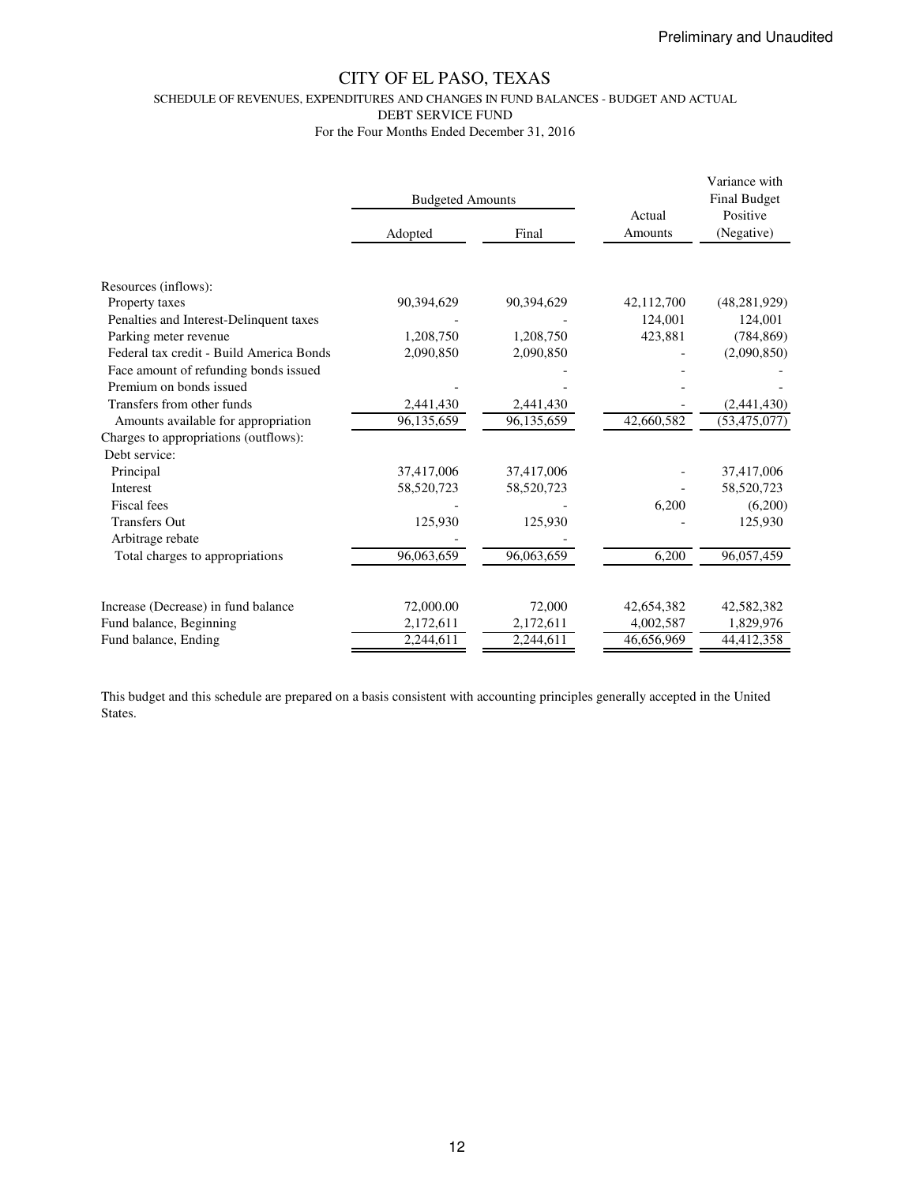Preliminary and Unaudited

# CITY OF EL PASO, TEXAS

SCHEDULE OF REVENUES, EXPENDITURES AND CHANGES IN FUND BALANCES - BUDGET AND ACTUAL

DEBT SERVICE FUND

For the Four Months Ended December 31, 2016

| | Budgeted Amounts | | Actual Amounts | Variance with Final Budget Positive (Negative) |
|---|---|---|---|---|
| | Adopted | Final | | |
| Resources (inflows): | | | | |
| Property taxes | 90,394,629 | 90,394,629 | 42,112,700 | (48,281,929) |
| Penalties and Interest-Delinquent taxes | - | - | 124,001 | 124,001 |
| Parking meter revenue | 1,208,750 | 1,208,750 | 423,881 | (784,869) |
| Federal tax credit - Build America Bonds | 2,090,850 | 2,090,850 | - | (2,090,850) |
| Face amount of refunding bonds issued | | - | - | - |
| Premium on bonds issued | - | - | - | - |
| Transfers from other funds | 2,441,430 | 2,441,430 | - | (2,441,430) |
| Amounts available for appropriation | 96,135,659 | 96,135,659 | 42,660,582 | (53,475,077) |
| Charges to appropriations (outflows): | | | | |
| Debt service: | | | | |
| Principal | 37,417,006 | 37,417,006 | - | 37,417,006 |
| Interest | 58,520,723 | 58,520,723 | - | 58,520,723 |
| Fiscal fees | - | - | 6,200 | (6,200) |
| Transfers Out | 125,930 | 125,930 | - | 125,930 |
| Arbitrage rebate | - | - | | |
| Total charges to appropriations | 96,063,659 | 96,063,659 | 6,200 | 96,057,459 |
| Increase (Decrease) in fund balance | 72,000.00 | 72,000 | 42,654,382 | 42,582,382 |
| Fund balance, Beginning | 2,172,611 | 2,172,611 | 4,002,587 | 1,829,976 |
| Fund balance, Ending | 2,244,611 | 2,244,611 | 46,656,969 | 44,412,358 |

This budget and this schedule are prepared on a basis consistent with accounting principles generally accepted in the United States.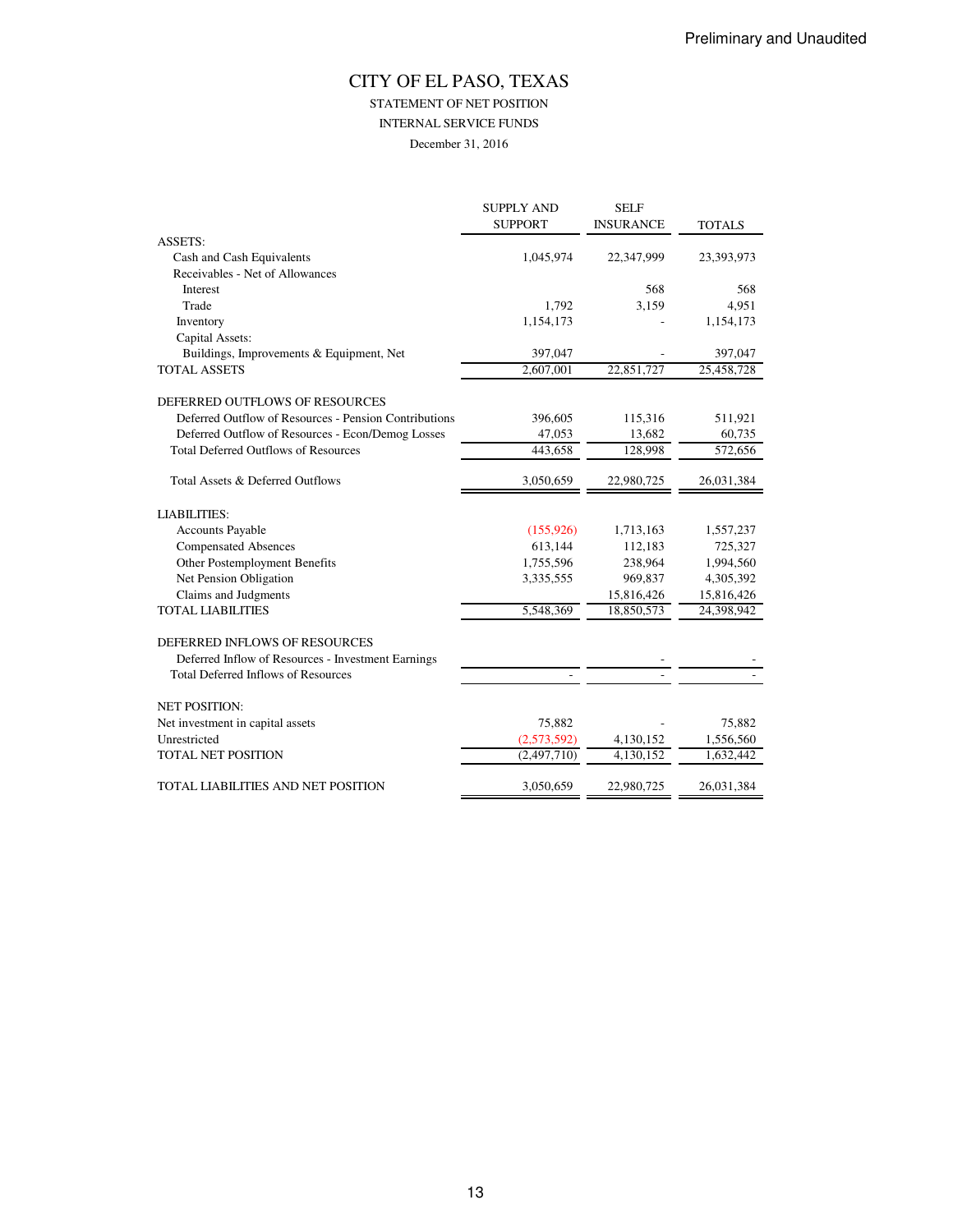Preliminary and Unaudited

# CITY OF EL PASO, TEXAS

## STATEMENT OF NET POSITION
## INTERNAL SERVICE FUNDS
### December 31, 2016

| | SUPPLY AND SUPPORT | SELF INSURANCE | TOTALS |
|---|---|---|---|
| ASSETS: | | | |
| Cash and Cash Equivalents | 1,045,974 | 22,347,999 | 23,393,973 |
| Receivables - Net of Allowances | | | |
| Interest | | 568 | 568 |
| Trade | 1,792 | 3,159 | 4,951 |
| Inventory | 1,154,173 | - | 1,154,173 |
| Capital Assets: | | | |
| Buildings, Improvements & Equipment, Net | 397,047 | - | 397,047 |
| TOTAL ASSETS | 2,607,001 | 22,851,727 | 25,458,728 |
| | | | |
| DEFERRED OUTFLOWS OF RESOURCES | | | |
| Deferred Outflow of Resources - Pension Contributions | 396,605 | 115,316 | 511,921 |
| Deferred Outflow of Resources - Econ/Demog Losses | 47,053 | 13,682 | 60,735 |
| Total Deferred Outflows of Resources | 443,658 | 128,998 | 572,656 |
| | | | |
| Total Assets & Deferred Outflows | 3,050,659 | 22,980,725 | 26,031,384 |
| | | | |
| LIABILITIES: | | | |
| Accounts Payable | (155,926) | 1,713,163 | 1,557,237 |
| Compensated Absences | 613,144 | 112,183 | 725,327 |
| Other Postemployment Benefits | 1,755,596 | 238,964 | 1,994,560 |
| Net Pension Obligation | 3,335,555 | 969,837 | 4,305,392 |
| Claims and Judgments | | 15,816,426 | 15,816,426 |
| TOTAL LIABILITIES | 5,548,369 | 18,850,573 | 24,398,942 |
| | | | |
| DEFERRED INFLOWS OF RESOURCES | | | |
| Deferred Inflow of Resources - Investment Earnings | | - | - |
| Total Deferred Inflows of Resources | - | - | - |
| | | | |
| NET POSITION: | | | |
| Net investment in capital assets | 75,882 | - | 75,882 |
| Unrestricted | (2,573,592) | 4,130,152 | 1,556,560 |
| TOTAL NET POSITION | (2,497,710) | 4,130,152 | 1,632,442 |
| | | | |
| TOTAL LIABILITIES AND NET POSITION | 3,050,659 | 22,980,725 | 26,031,384 |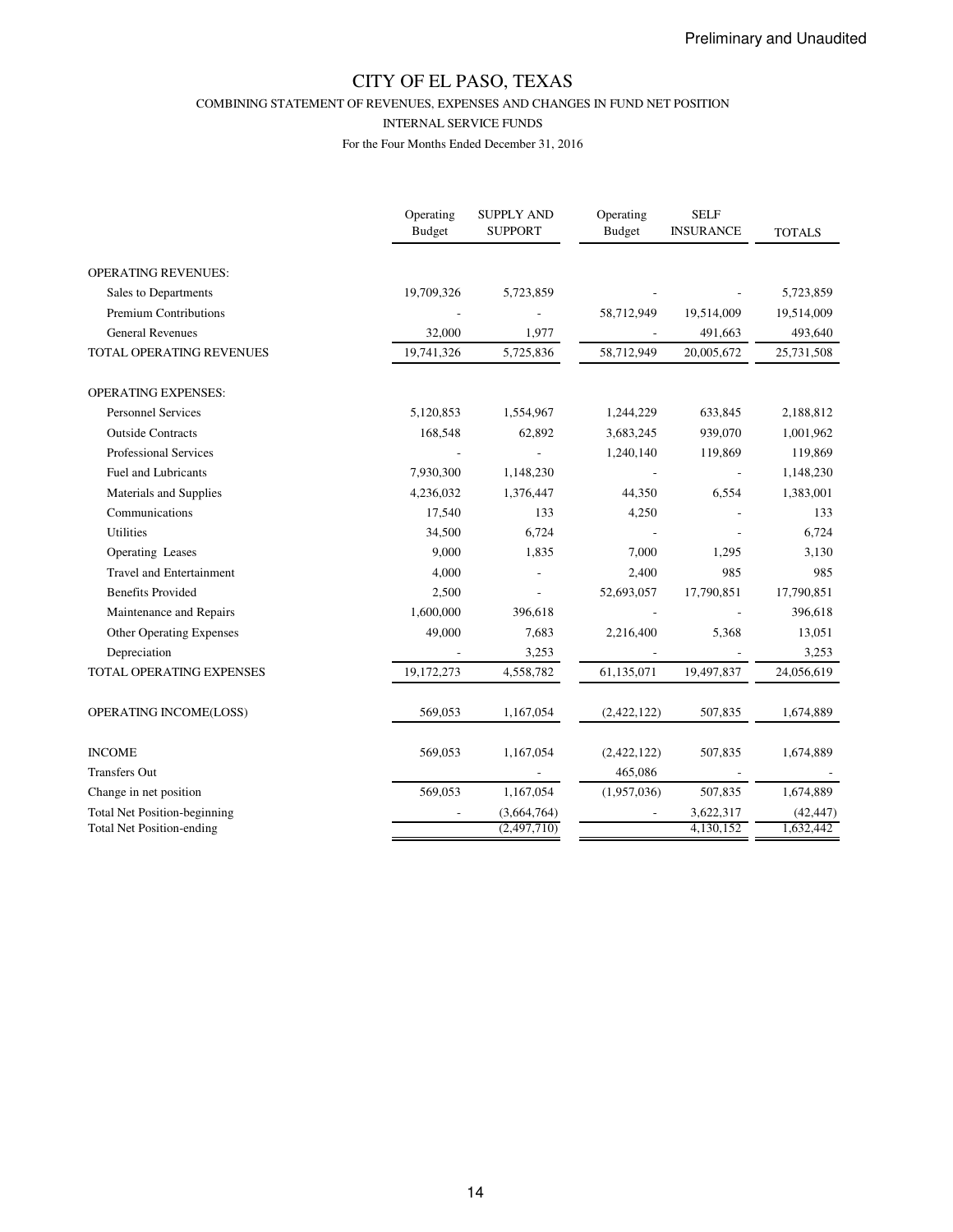Preliminary and Unaudited

# CITY OF EL PASO, TEXAS

## COMBINING STATEMENT OF REVENUES, EXPENSES AND CHANGES IN FUND NET POSITION

### INTERNAL SERVICE FUNDS

For the Four Months Ended December 31, 2016

| | Operating Budget | SUPPLY AND SUPPORT | Operating Budget | SELF INSURANCE | TOTALS |
|---|---|---|---|---|---|
| OPERATING REVENUES: | | | | | |
| Sales to Departments | 19,709,326 | 5,723,859 | - | - | 5,723,859 |
| Premium Contributions | - | - | 58,712,949 | 19,514,009 | 19,514,009 |
| General Revenues | 32,000 | 1,977 | - | 491,663 | 493,640 |
| TOTAL OPERATING REVENUES | 19,741,326 | 5,725,836 | 58,712,949 | 20,005,672 | 25,731,508 |
| OPERATING EXPENSES: | | | | | |
| Personnel Services | 5,120,853 | 1,554,967 | 1,244,229 | 633,845 | 2,188,812 |
| Outside Contracts | 168,548 | 62,892 | 3,683,245 | 939,070 | 1,001,962 |
| Professional Services | - | - | 1,240,140 | 119,869 | 119,869 |
| Fuel and Lubricants | 7,930,300 | 1,148,230 | - | - | 1,148,230 |
| Materials and Supplies | 4,236,032 | 1,376,447 | 44,350 | 6,554 | 1,383,001 |
| Communications | 17,540 | 133 | 4,250 | - | 133 |
| Utilities | 34,500 | 6,724 | - | - | 6,724 |
| Operating Leases | 9,000 | 1,835 | 7,000 | 1,295 | 3,130 |
| Travel and Entertainment | 4,000 | - | 2,400 | 985 | 985 |
| Benefits Provided | 2,500 | - | 52,693,057 | 17,790,851 | 17,790,851 |
| Maintenance and Repairs | 1,600,000 | 396,618 | - | - | 396,618 |
| Other Operating Expenses | 49,000 | 7,683 | 2,216,400 | 5,368 | 13,051 |
| Depreciation | - | 3,253 | - | - | 3,253 |
| TOTAL OPERATING EXPENSES | 19,172,273 | 4,558,782 | 61,135,071 | 19,497,837 | 24,056,619 |
| OPERATING INCOME(LOSS) | 569,053 | 1,167,054 | (2,422,122) | 507,835 | 1,674,889 |
| INCOME | 569,053 | 1,167,054 | (2,422,122) | 507,835 | 1,674,889 |
| Transfers Out | | - | 465,086 | - | - |
| Change in net position | 569,053 | 1,167,054 | (1,957,036) | 507,835 | 1,674,889 |
| Total Net Position-beginning | - | (3,664,764) | - | 3,622,317 | (42,447) |
| Total Net Position-ending | | (2,497,710) | | 4,130,152 | 1,632,442 |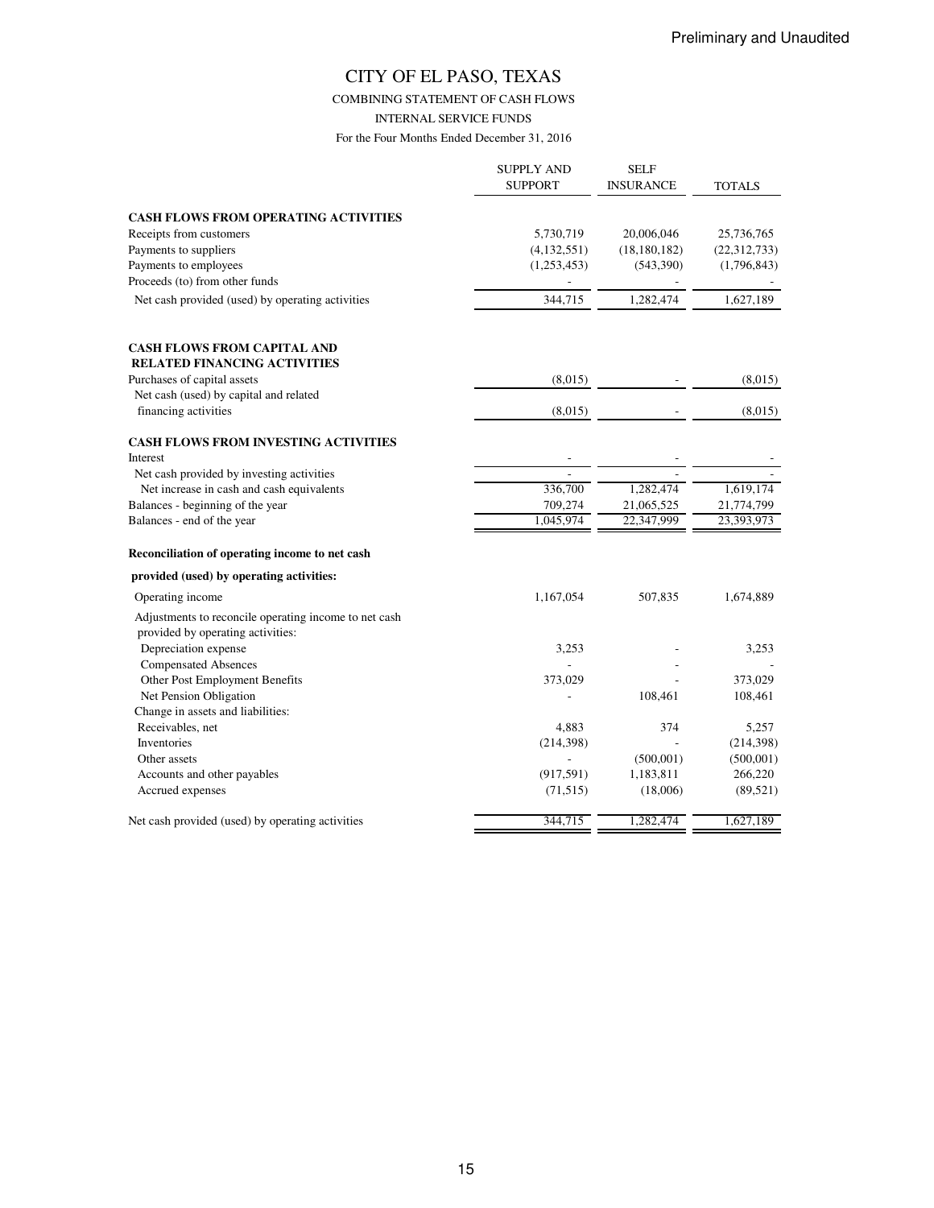Preliminary and Unaudited

# CITY OF EL PASO, TEXAS

COMBINING STATEMENT OF CASH FLOWS

INTERNAL SERVICE FUNDS

For the Four Months Ended December 31, 2016

| | SUPPLY AND SUPPORT | SELF INSURANCE | TOTALS |
|---|---|---|---|
| **CASH FLOWS FROM OPERATING ACTIVITIES** | | | |
| Receipts from customers | 5,730,719 | 20,006,046 | 25,736,765 |
| Payments to suppliers | (4,132,551) | (18,180,182) | (22,312,733) |
| Payments to employees | (1,253,453) | (543,390) | (1,796,843) |
| Proceeds (to) from other funds | - | - | - |
| Net cash provided (used) by operating activities | 344,715 | 1,282,474 | 1,627,189 |
| **CASH FLOWS FROM CAPITAL AND RELATED FINANCING ACTIVITIES** | | | |
| Purchases of capital assets | (8,015) | - | (8,015) |
| Net cash (used) by capital and related financing activities | (8,015) | - | (8,015) |
| **CASH FLOWS FROM INVESTING ACTIVITIES** | | | |
| Interest | - | - | - |
| Net cash provided by investing activities | - | - | - |
| Net increase in cash and cash equivalents | 336,700 | 1,282,474 | 1,619,174 |
| Balances - beginning of the year | 709,274 | 21,065,525 | 21,774,799 |
| Balances - end of the year | 1,045,974 | 22,347,999 | 23,393,973 |
| **Reconciliation of operating income to net cash provided (used) by operating activities:** | | | |
| Operating income | 1,167,054 | 507,835 | 1,674,889 |
| Adjustments to reconcile operating income to net cash provided by operating activities: | | | |
| Depreciation expense | 3,253 | - | 3,253 |
| Compensated Absences | - | - | - |
| Other Post Employment Benefits | 373,029 | - | 373,029 |
| Net Pension Obligation | - | 108,461 | 108,461 |
| Change in assets and liabilities: | | | |
| Receivables, net | 4,883 | 374 | 5,257 |
| Inventories | (214,398) | - | (214,398) |
| Other assets | - | (500,001) | (500,001) |
| Accounts and other payables | (917,591) | 1,183,811 | 266,220 |
| Accrued expenses | (71,515) | (18,006) | (89,521) |
| Net cash provided (used) by operating activities | 344,715 | 1,282,474 | 1,627,189 |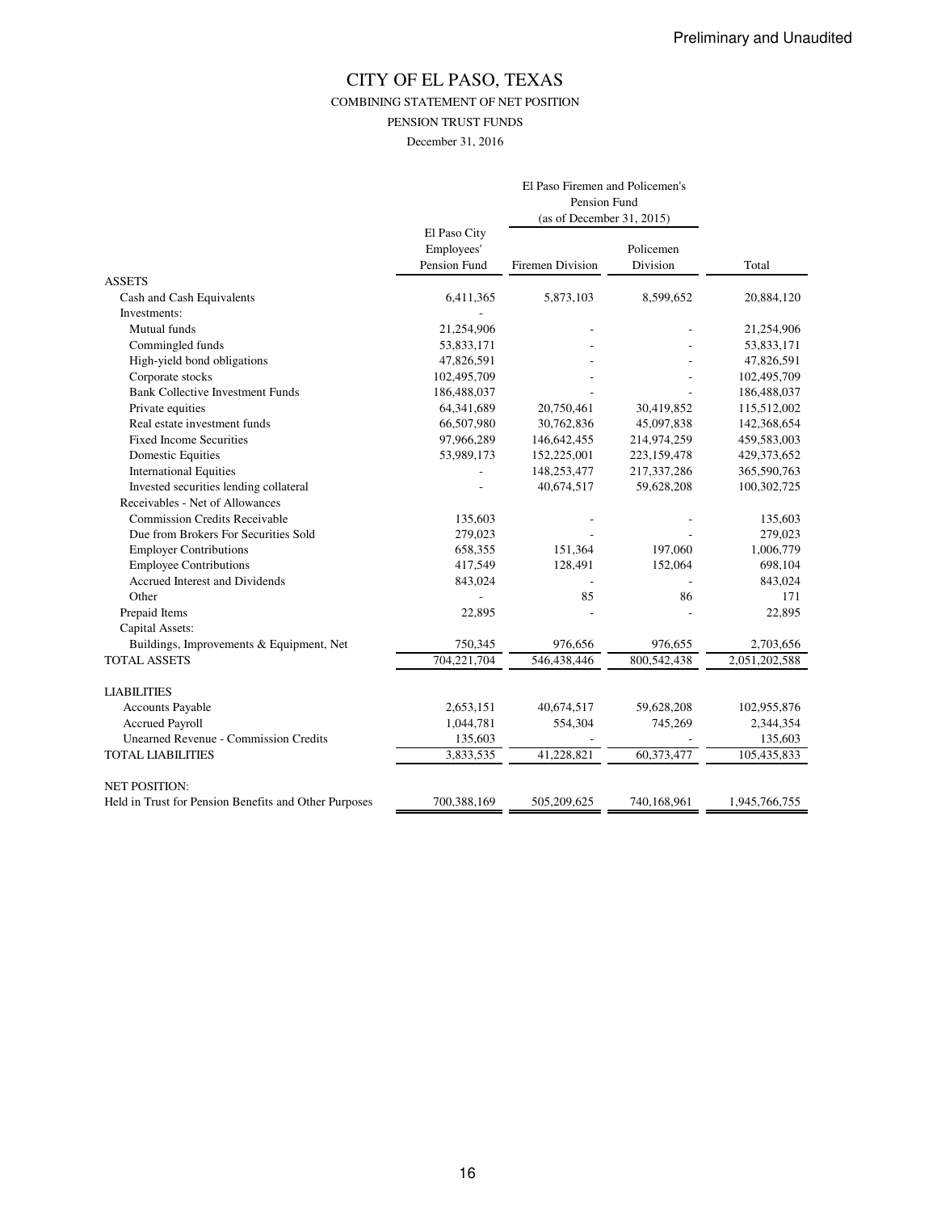Preliminary and Unaudited

# CITY OF EL PASO, TEXAS

## COMBINING STATEMENT OF NET POSITION

### PENSION TRUST FUNDS

December 31, 2016

| | El Paso City Employees' Pension Fund | El Paso Firemen and Policemen's Pension Fund (as of December 31, 2015) | | Total |
|---|---|---|---|---|
| | | Firemen Division | Policemen Division | |
| ASSETS | | | | |
| Cash and Cash Equivalents | 6,411,365 | 5,873,103 | 8,599,652 | 20,884,120 |
| Investments: | - | | | |
| Mutual funds | 21,254,906 | - | - | 21,254,906 |
| Commingled funds | 53,833,171 | - | - | 53,833,171 |
| High-yield bond obligations | 47,826,591 | - | - | 47,826,591 |
| Corporate stocks | 102,495,709 | - | - | 102,495,709 |
| Bank Collective Investment Funds | 186,488,037 | - | - | 186,488,037 |
| Private equities | 64,341,689 | 20,750,461 | 30,419,852 | 115,512,002 |
| Real estate investment funds | 66,507,980 | 30,762,836 | 45,097,838 | 142,368,654 |
| Fixed Income Securities | 97,966,289 | 146,642,455 | 214,974,259 | 459,583,003 |
| Domestic Equities | 53,989,173 | 152,225,001 | 223,159,478 | 429,373,652 |
| International Equities | - | 148,253,477 | 217,337,286 | 365,590,763 |
| Invested securities lending collateral | - | 40,674,517 | 59,628,208 | 100,302,725 |
| Receivables - Net of Allowances | | | | |
| Commission Credits Receivable | 135,603 | - | - | 135,603 |
| Due from Brokers For Securities Sold | 279,023 | - | - | 279,023 |
| Employer Contributions | 658,355 | 151,364 | 197,060 | 1,006,779 |
| Employee Contributions | 417,549 | 128,491 | 152,064 | 698,104 |
| Accrued Interest and Dividends | 843,024 | - | - | 843,024 |
| Other | - | 85 | 86 | 171 |
| Prepaid Items | 22,895 | - | - | 22,895 |
| Capital Assets: | | | | |
| Buildings, Improvements & Equipment, Net | 750,345 | 976,656 | 976,655 | 2,703,656 |
| TOTAL ASSETS | 704,221,704 | 546,438,446 | 800,542,438 | 2,051,202,588 |
| | | | | |
| LIABILITIES | | | | |
| Accounts Payable | 2,653,151 | 40,674,517 | 59,628,208 | 102,955,876 |
| Accrued Payroll | 1,044,781 | 554,304 | 745,269 | 2,344,354 |
| Unearned Revenue - Commission Credits | 135,603 | - | - | 135,603 |
| TOTAL LIABILITIES | 3,833,535 | 41,228,821 | 60,373,477 | 105,435,833 |
| | | | | |
| NET POSITION: | | | | |
| Held in Trust for Pension Benefits and Other Purposes | 700,388,169 | 505,209,625 | 740,168,961 | 1,945,766,755 |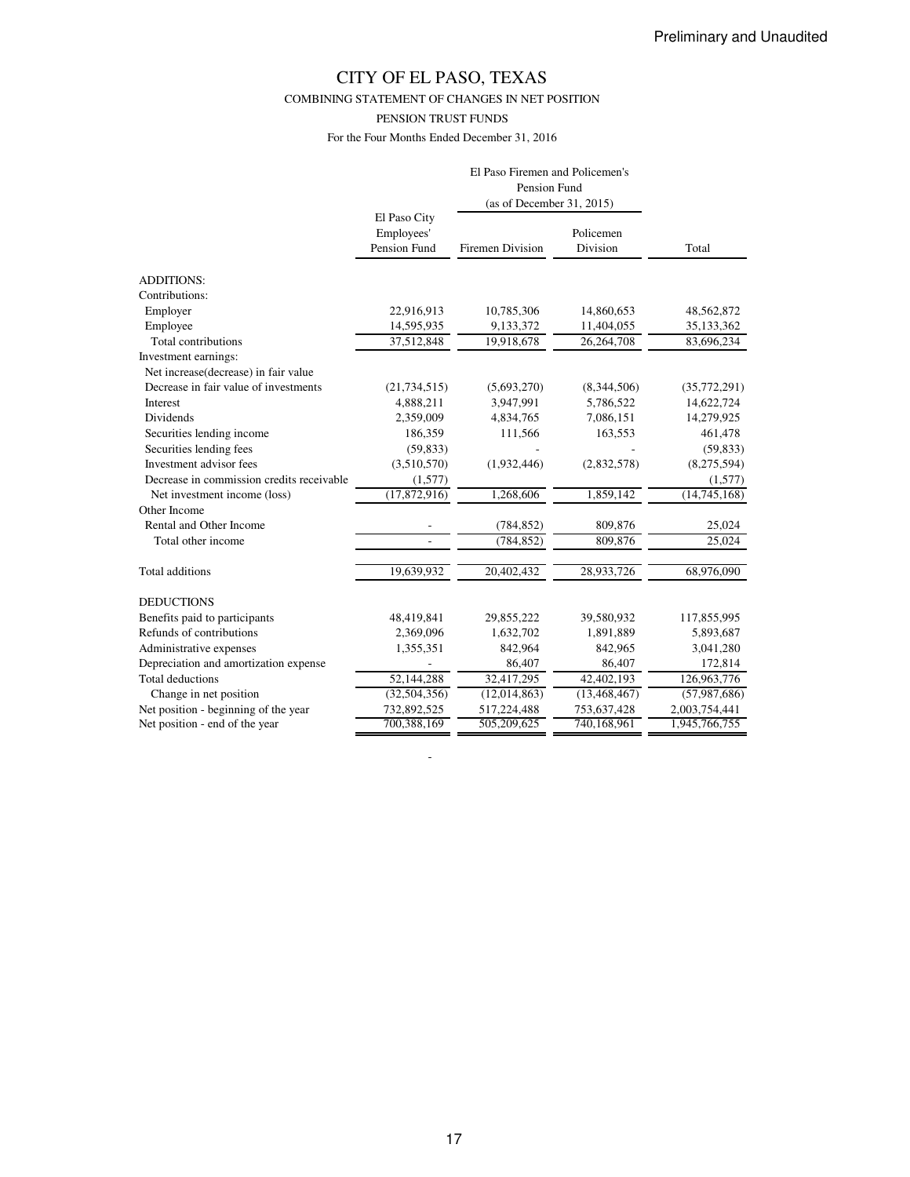Preliminary and Unaudited

# CITY OF EL PASO, TEXAS

## COMBINING STATEMENT OF CHANGES IN NET POSITION

### PENSION TRUST FUNDS

For the Four Months Ended December 31, 2016

| | | El Paso Firemen and Policemen's Pension Fund (as of December 31, 2015) | | |
|---|---|---|---|---|
| | El Paso City Employees' Pension Fund | Firemen Division | Policemen Division | Total |
| ADDITIONS: | | | | |
| Contributions: | | | | |
| Employer | 22,916,913 | 10,785,306 | 14,860,653 | 48,562,872 |
| Employee | 14,595,935 | 9,133,372 | 11,404,055 | 35,133,362 |
| Total contributions | 37,512,848 | 19,918,678 | 26,264,708 | 83,696,234 |
| Investment earnings: | | | | |
| Net increase(decrease) in fair value | | | | |
| Decrease in fair value of investments | (21,734,515) | (5,693,270) | (8,344,506) | (35,772,291) |
| Interest | 4,888,211 | 3,947,991 | 5,786,522 | 14,622,724 |
| Dividends | 2,359,009 | 4,834,765 | 7,086,151 | 14,279,925 |
| Securities lending income | 186,359 | 111,566 | 163,553 | 461,478 |
| Securities lending fees | (59,833) | - | - | (59,833) |
| Investment advisor fees | (3,510,570) | (1,932,446) | (2,832,578) | (8,275,594) |
| Decrease in commission credits receivable | (1,577) | | | (1,577) |
| Net investment income (loss) | (17,872,916) | 1,268,606 | 1,859,142 | (14,745,168) |
| Other Income | | | | |
| Rental and Other Income | - | (784,852) | 809,876 | 25,024 |
| Total other income | - | (784,852) | 809,876 | 25,024 |
| Total additions | 19,639,932 | 20,402,432 | 28,933,726 | 68,976,090 |
| DEDUCTIONS | | | | |
| Benefits paid to participants | 48,419,841 | 29,855,222 | 39,580,932 | 117,855,995 |
| Refunds of contributions | 2,369,096 | 1,632,702 | 1,891,889 | 5,893,687 |
| Administrative expenses | 1,355,351 | 842,964 | 842,965 | 3,041,280 |
| Depreciation and amortization expense | - | 86,407 | 86,407 | 172,814 |
| Total deductions | 52,144,288 | 32,417,295 | 42,402,193 | 126,963,776 |
| Change in net position | (32,504,356) | (12,014,863) | (13,468,467) | (57,987,686) |
| Net position - beginning of the year | 732,892,525 | 517,224,488 | 753,637,428 | 2,003,754,441 |
| Net position - end of the year | 700,388,169 | 505,209,625 | 740,168,961 | 1,945,766,755 |

-